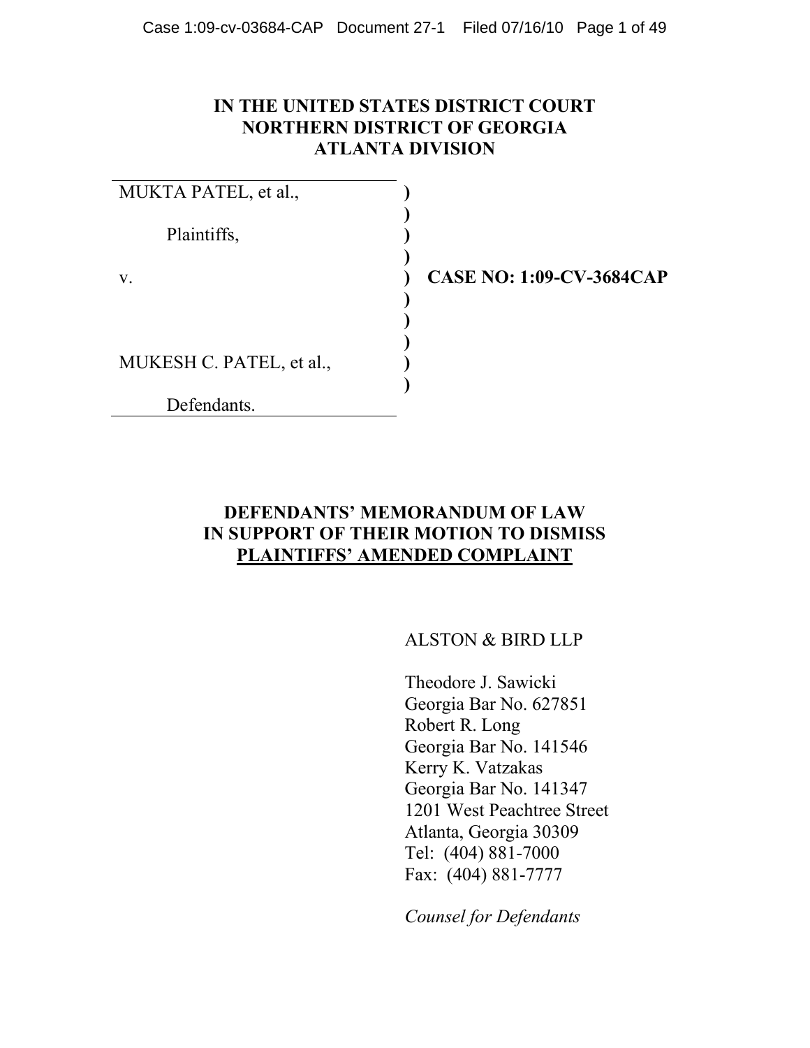# IN THE UNITED STATES DISTRICT COURT
# NORTHERN DISTRICT OF GEORGIA
# ATLANTA DIVISION

| | | |
|---|---|---|
| MUKTA PATEL, et al., | ) | |
| | ) | |
| Plaintiffs, | ) | |
| | ) | |
| v. | ) | **CASE NO: 1:09-CV-3684CAP** |
| | ) | |
| | ) | |
| | ) | |
| MUKESH C. PATEL, et al., | ) | |
| | ) | |
| Defendants. | | |

## DEFENDANTS' MEMORANDUM OF LAW IN SUPPORT OF THEIR MOTION TO DISMISS PLAINTIFFS' AMENDED COMPLAINT

ALSTON & BIRD LLP

Theodore J. Sawicki
Georgia Bar No. 627851
Robert R. Long
Georgia Bar No. 141546
Kerry K. Vatzakas
Georgia Bar No. 141347
1201 West Peachtree Street
Atlanta, Georgia 30309
Tel: (404) 881-7000
Fax: (404) 881-7777

*Counsel for Defendants*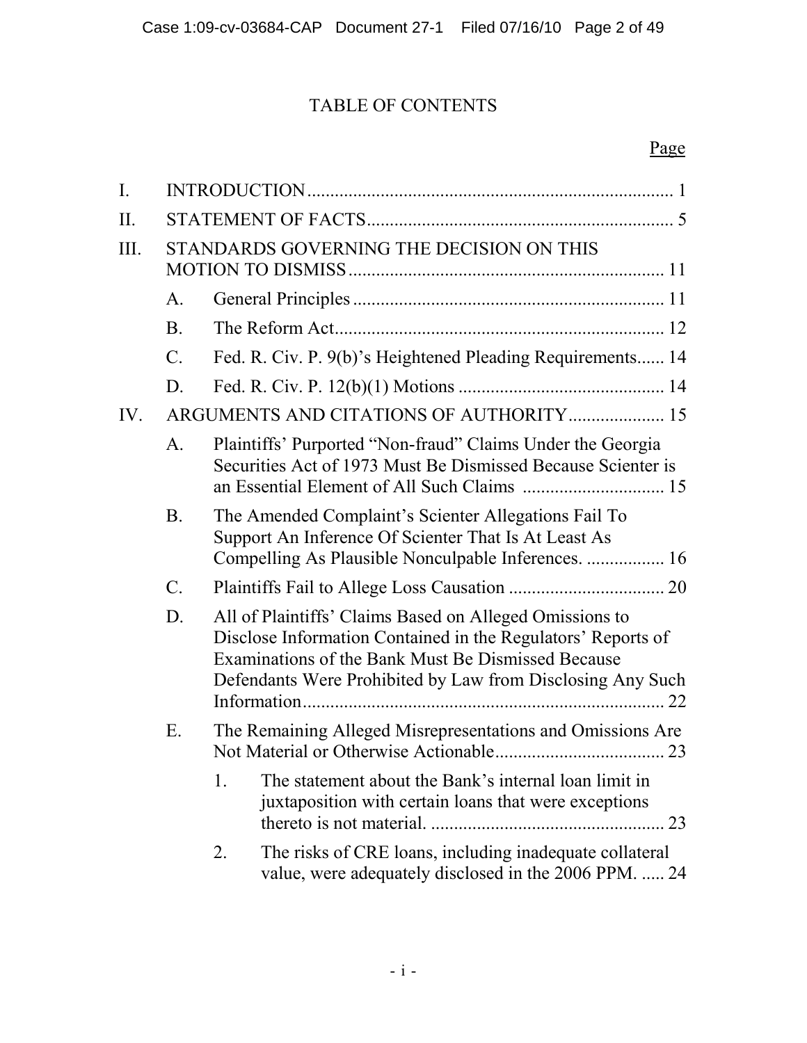# TABLE OF CONTENTS

| | | | Page |
|---|---|---|---|
| I. | INTRODUCTION | | 1 |
| II. | STATEMENT OF FACTS | | 5 |
| III. | STANDARDS GOVERNING THE DECISION ON THIS MOTION TO DISMISS | | 11 |
| | A. | General Principles | 11 |
| | B. | The Reform Act | 12 |
| | C. | Fed. R. Civ. P. 9(b)'s Heightened Pleading Requirements | 14 |
| | D. | Fed. R. Civ. P. 12(b)(1) Motions | 14 |
| IV. | ARGUMENTS AND CITATIONS OF AUTHORITY | | 15 |
| | A. | Plaintiffs' Purported "Non-fraud" Claims Under the Georgia Securities Act of 1973 Must Be Dismissed Because Scienter is an Essential Element of All Such Claims | 15 |
| | B. | The Amended Complaint's Scienter Allegations Fail To Support An Inference Of Scienter That Is At Least As Compelling As Plausible Nonculpable Inferences. | 16 |
| | C. | Plaintiffs Fail to Allege Loss Causation | 20 |
| | D. | All of Plaintiffs' Claims Based on Alleged Omissions to Disclose Information Contained in the Regulators' Reports of Examinations of the Bank Must Be Dismissed Because Defendants Were Prohibited by Law from Disclosing Any Such Information | 22 |
| | E. | The Remaining Alleged Misrepresentations and Omissions Are Not Material or Otherwise Actionable | 23 |
| | | 1. The statement about the Bank's internal loan limit in juxtaposition with certain loans that were exceptions thereto is not material. | 23 |
| | | 2. The risks of CRE loans, including inadequate collateral value, were adequately disclosed in the 2006 PPM. | 24 |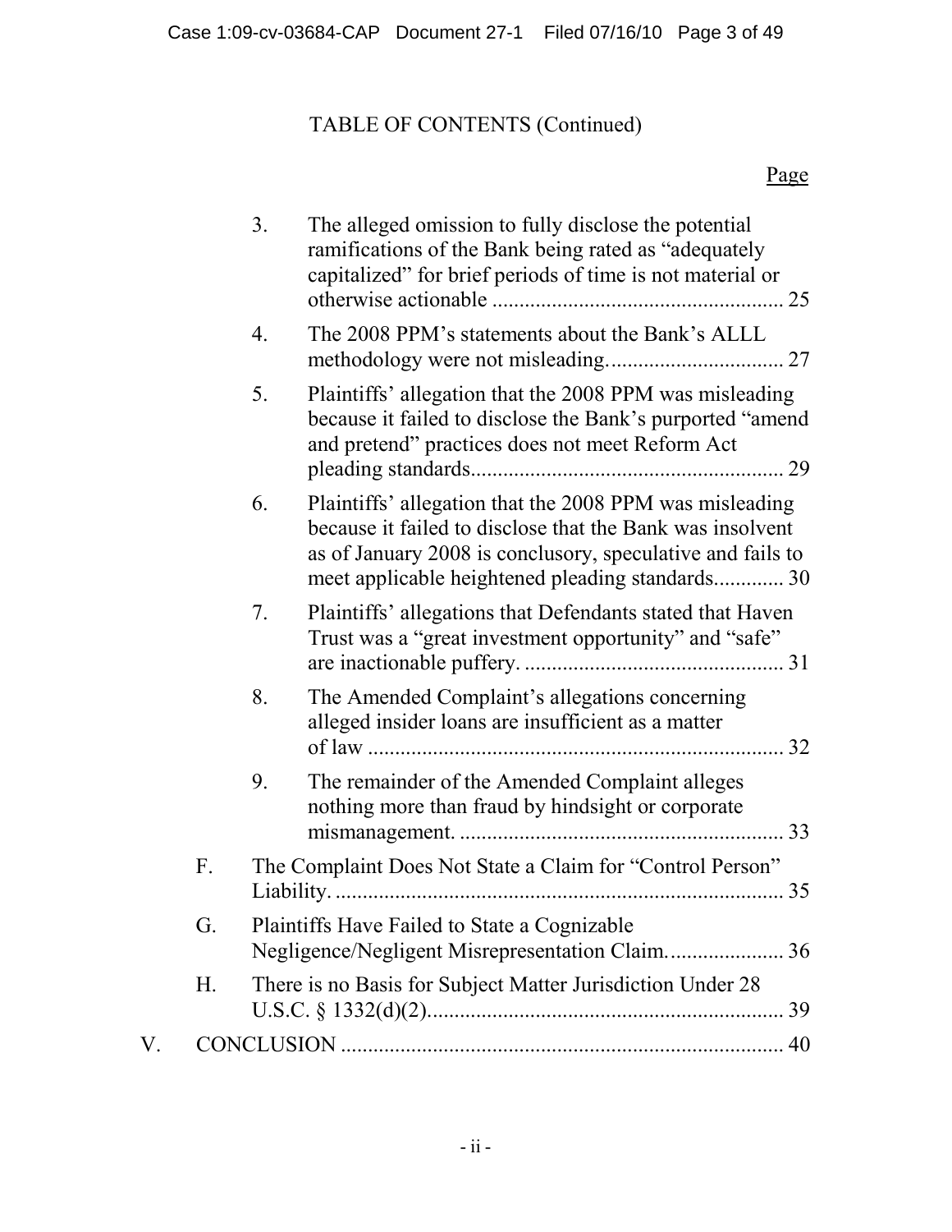TABLE OF CONTENTS (Continued)

Page

3. The alleged omission to fully disclose the potential ramifications of the Bank being rated as "adequately capitalized" for brief periods of time is not material or otherwise actionable ..................................................... 25

4. The 2008 PPM's statements about the Bank's ALLL methodology were not misleading................................. 27

5. Plaintiffs' allegation that the 2008 PPM was misleading because it failed to disclose the Bank's purported "amend and pretend" practices does not meet Reform Act pleading standards.......................................................... 29

6. Plaintiffs' allegation that the 2008 PPM was misleading because it failed to disclose that the Bank was insolvent as of January 2008 is conclusory, speculative and fails to meet applicable heightened pleading standards............. 30

7. Plaintiffs' allegations that Defendants stated that Haven Trust was a "great investment opportunity" and "safe" are inactionable puffery. ................................................ 31

8. The Amended Complaint's allegations concerning alleged insider loans are insufficient as a matter of law ............................................................................ 32

9. The remainder of the Amended Complaint alleges nothing more than fraud by hindsight or corporate mismanagement. ........................................................... 33

F. The Complaint Does Not State a Claim for "Control Person" Liability. ................................................................................. 35

G. Plaintiffs Have Failed to State a Cognizable Negligence/Negligent Misrepresentation Claim...................... 36

H. There is no Basis for Subject Matter Jurisdiction Under 28 U.S.C. § 1332(d)(2)................................................................. 39

V. CONCLUSION ................................................................................. 40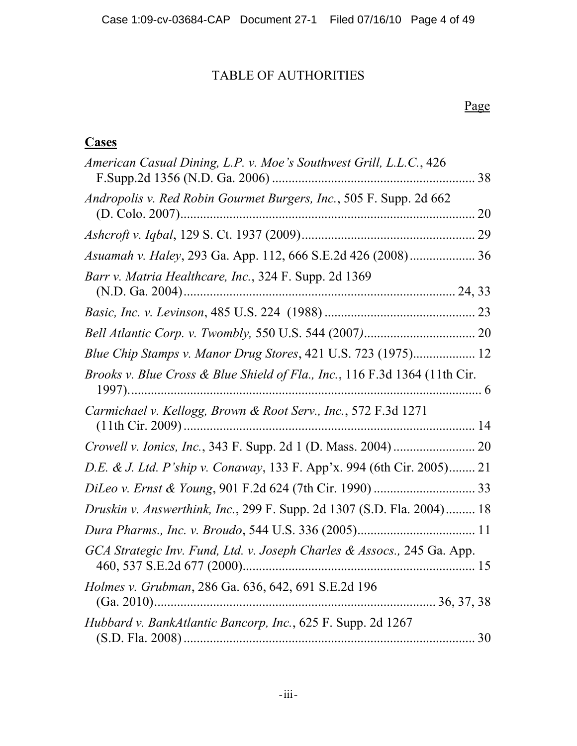# TABLE OF AUTHORITIES

Page

**Cases**

*American Casual Dining, L.P. v. Moe's Southwest Grill, L.L.C.*, 426 F.Supp.2d 1356 (N.D. Ga. 2006) .............................................................. 38

*Andropolis v. Red Robin Gourmet Burgers, Inc.*, 505 F. Supp. 2d 662 (D. Colo. 2007).......................................................................................... 20

*Ashcroft v. Iqbal*, 129 S. Ct. 1937 (2009)..................................................... 29

*Asuamah v. Haley*, 293 Ga. App. 112, 666 S.E.2d 426 (2008).................... 36

*Barr v. Matria Healthcare, Inc.*, 324 F. Supp. 2d 1369 (N.D. Ga. 2004)............................................................................... 24, 33

*Basic, Inc. v. Levinson*, 485 U.S. 224 (1988) .............................................. 23

*Bell Atlantic Corp. v. Twombly,* 550 U.S. 544 (2007)................................... 20

*Blue Chip Stamps v. Manor Drug Stores*, 421 U.S. 723 (1975)................... 12

*Brooks v. Blue Cross & Blue Shield of Fla., Inc.*, 116 F.3d 1364 (11th Cir. 1997)............................................................................................................ 6

*Carmichael v. Kellogg, Brown & Root Serv., Inc.*, 572 F.3d 1271 (11th Cir. 2009).......................................................................................... 14

*Crowell v. Ionics, Inc.*, 343 F. Supp. 2d 1 (D. Mass. 2004)......................... 20

*D.E. & J. Ltd. P'ship v. Conaway*, 133 F. App'x. 994 (6th Cir. 2005)........ 21

*DiLeo v. Ernst & Young*, 901 F.2d 624 (7th Cir. 1990) ............................... 33

*Druskin v. Answerthink, Inc.*, 299 F. Supp. 2d 1307 (S.D. Fla. 2004)......... 18

*Dura Pharms., Inc. v. Broudo*, 544 U.S. 336 (2005).................................... 11

*GCA Strategic Inv. Fund, Ltd. v. Joseph Charles & Assocs.,* 245 Ga. App. 460, 537 S.E.2d 677 (2000)....................................................................... 15

*Holmes v. Grubman*, 286 Ga. 636, 642, 691 S.E.2d 196 (Ga. 2010)...................................................................................... 36, 37, 38

*Hubbard v. BankAtlantic Bancorp, Inc.*, 625 F. Supp. 2d 1267 (S.D. Fla. 2008).......................................................................................... 30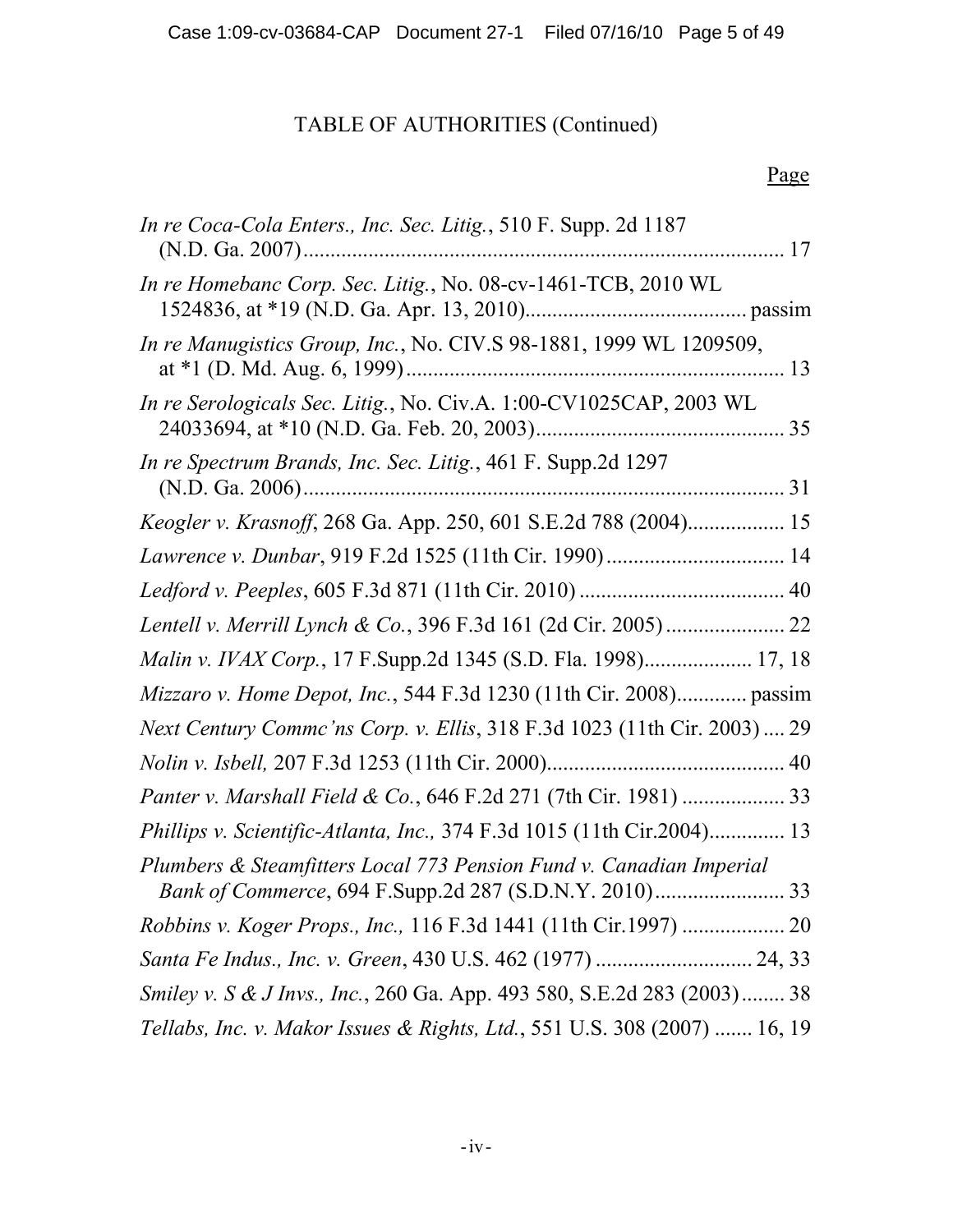# TABLE OF AUTHORITIES (Continued)

Page

*In re Coca-Cola Enters., Inc. Sec. Litig.*, 510 F. Supp. 2d 1187 (N.D. Ga. 2007)........................................................................................ 17

*In re Homebanc Corp. Sec. Litig.*, No. 08-cv-1461-TCB, 2010 WL 1524836, at *19 (N.D. Ga. Apr. 13, 2010)........................................ passim

*In re Manugistics Group, Inc.*, No. CIV.S 98-1881, 1999 WL 1209509, at *1 (D. Md. Aug. 6, 1999)...................................................................... 13

*In re Serologicals Sec. Litig.*, No. Civ.A. 1:00-CV1025CAP, 2003 WL 24033694, at *10 (N.D. Ga. Feb. 20, 2003)............................................. 35

*In re Spectrum Brands, Inc. Sec. Litig.*, 461 F. Supp.2d 1297 (N.D. Ga. 2006)......................................................................................... 31

*Keogler v. Krasnoff*, 268 Ga. App. 250, 601 S.E.2d 788 (2004).................. 15

*Lawrence v. Dunbar*, 919 F.2d 1525 (11th Cir. 1990)................................. 14

*Ledford v. Peeples*, 605 F.3d 871 (11th Cir. 2010)...................................... 40

*Lentell v. Merrill Lynch & Co.*, 396 F.3d 161 (2d Cir. 2005)...................... 22

*Malin v. IVAX Corp.*, 17 F.Supp.2d 1345 (S.D. Fla. 1998).................... 17, 18

*Mizzaro v. Home Depot, Inc.*, 544 F.3d 1230 (11th Cir. 2008)............. passim

*Next Century Commc'ns Corp. v. Ellis*, 318 F.3d 1023 (11th Cir. 2003).... 29

*Nolin v. Isbell,* 207 F.3d 1253 (11th Cir. 2000)............................................ 40

*Panter v. Marshall Field & Co.*, 646 F.2d 271 (7th Cir. 1981)................... 33

*Phillips v. Scientific-Atlanta, Inc.,* 374 F.3d 1015 (11th Cir.2004).............. 13

*Plumbers & Steamfitters Local 773 Pension Fund v. Canadian Imperial Bank of Commerce*, 694 F.Supp.2d 287 (S.D.N.Y. 2010)........................ 33

*Robbins v. Koger Props., Inc.,* 116 F.3d 1441 (11th Cir.1997)................... 20

*Santa Fe Indus., Inc. v. Green*, 430 U.S. 462 (1977)............................. 24, 33

*Smiley v. S & J Invs., Inc.*, 260 Ga. App. 493 580, S.E.2d 283 (2003)........ 38

*Tellabs, Inc. v. Makor Issues & Rights, Ltd.*, 551 U.S. 308 (2007)....... 16, 19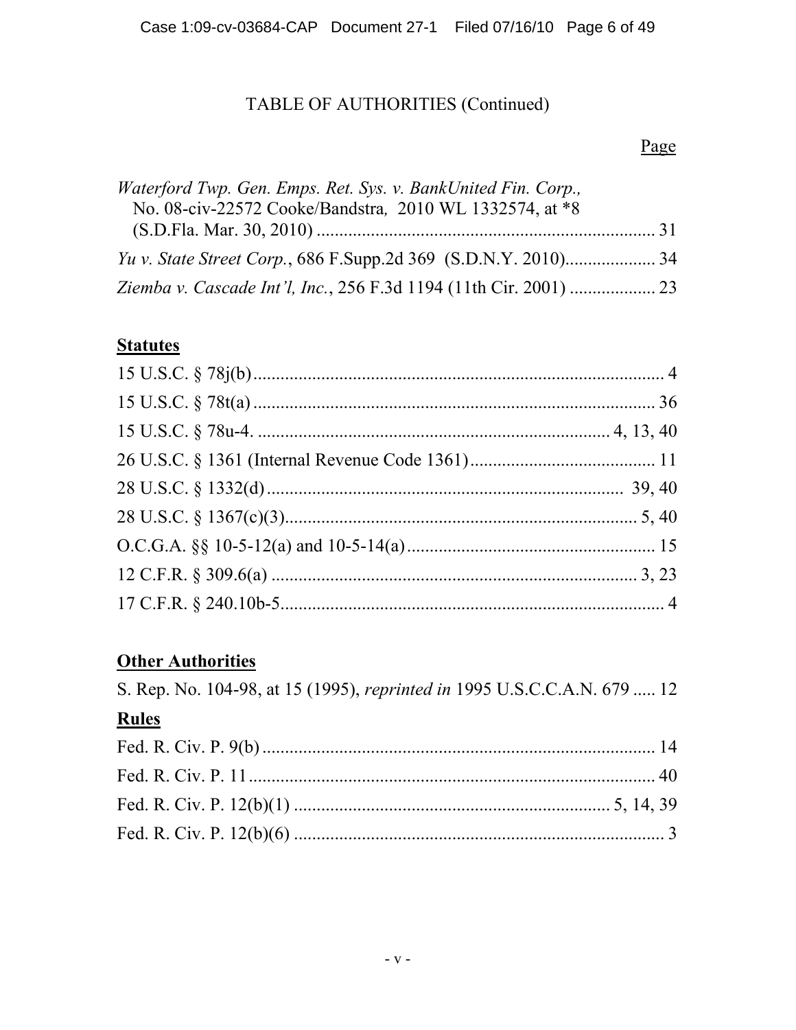# TABLE OF AUTHORITIES (Continued)

Page

*Waterford Twp. Gen. Emps. Ret. Sys. v. BankUnited Fin. Corp.*, No. 08-civ-22572 Cooke/Bandstra, 2010 WL 1332574, at *8 (S.D.Fla. Mar. 30, 2010) .......... 31

*Yu v. State Street Corp.*, 686 F.Supp.2d 369 (S.D.N.Y. 2010).......... 34

*Ziemba v. Cascade Int'l, Inc.*, 256 F.3d 1194 (11th Cir. 2001) .......... 23

## Statutes

15 U.S.C. § 78j(b).......... 4

15 U.S.C. § 78t(a).......... 36

15 U.S.C. § 78u-4. .......... 4, 13, 40

26 U.S.C. § 1361 (Internal Revenue Code 1361).......... 11

28 U.S.C. § 1332(d).......... 39, 40

28 U.S.C. § 1367(c)(3).......... 5, 40

O.C.G.A. §§ 10-5-12(a) and 10-5-14(a).......... 15

12 C.F.R. § 309.6(a) .......... 3, 23

17 C.F.R. § 240.10b-5.......... 4

## Other Authorities

S. Rep. No. 104-98, at 15 (1995), *reprinted in* 1995 U.S.C.C.A.N. 679 ..... 12

## Rules

Fed. R. Civ. P. 9(b).......... 14

Fed. R. Civ. P. 11.......... 40

Fed. R. Civ. P. 12(b)(1) .......... 5, 14, 39

Fed. R. Civ. P. 12(b)(6) .......... 3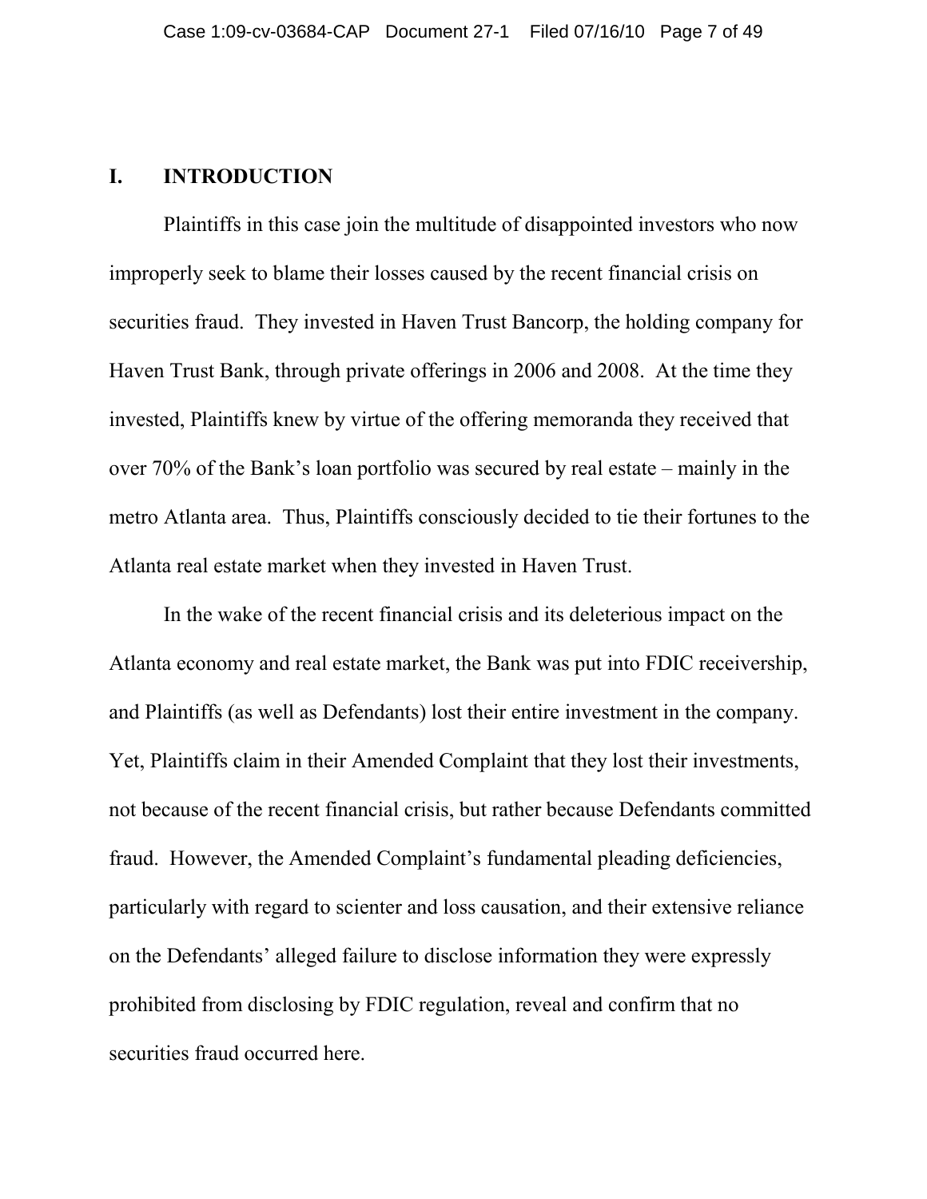## I. INTRODUCTION

Plaintiffs in this case join the multitude of disappointed investors who now improperly seek to blame their losses caused by the recent financial crisis on securities fraud. They invested in Haven Trust Bancorp, the holding company for Haven Trust Bank, through private offerings in 2006 and 2008. At the time they invested, Plaintiffs knew by virtue of the offering memoranda they received that over 70% of the Bank's loan portfolio was secured by real estate – mainly in the metro Atlanta area. Thus, Plaintiffs consciously decided to tie their fortunes to the Atlanta real estate market when they invested in Haven Trust.

In the wake of the recent financial crisis and its deleterious impact on the Atlanta economy and real estate market, the Bank was put into FDIC receivership, and Plaintiffs (as well as Defendants) lost their entire investment in the company. Yet, Plaintiffs claim in their Amended Complaint that they lost their investments, not because of the recent financial crisis, but rather because Defendants committed fraud. However, the Amended Complaint's fundamental pleading deficiencies, particularly with regard to scienter and loss causation, and their extensive reliance on the Defendants' alleged failure to disclose information they were expressly prohibited from disclosing by FDIC regulation, reveal and confirm that no securities fraud occurred here.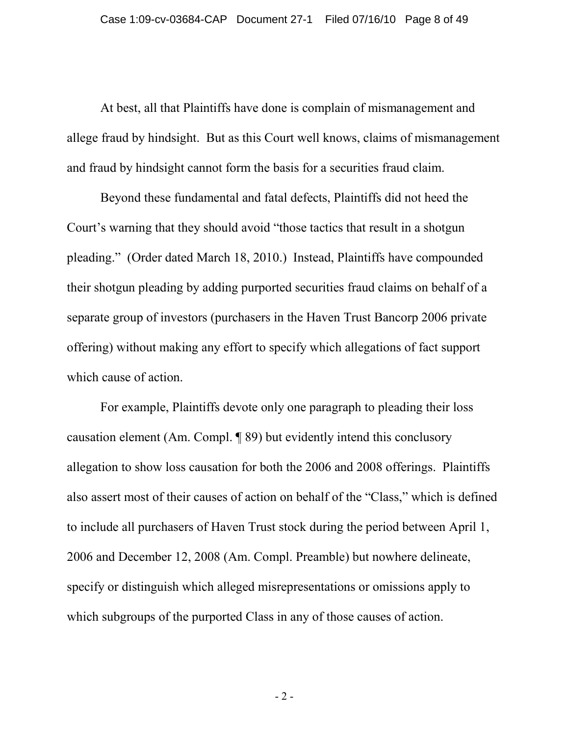At best, all that Plaintiffs have done is complain of mismanagement and allege fraud by hindsight. But as this Court well knows, claims of mismanagement and fraud by hindsight cannot form the basis for a securities fraud claim.

Beyond these fundamental and fatal defects, Plaintiffs did not heed the Court's warning that they should avoid "those tactics that result in a shotgun pleading." (Order dated March 18, 2010.) Instead, Plaintiffs have compounded their shotgun pleading by adding purported securities fraud claims on behalf of a separate group of investors (purchasers in the Haven Trust Bancorp 2006 private offering) without making any effort to specify which allegations of fact support which cause of action.

For example, Plaintiffs devote only one paragraph to pleading their loss causation element (Am. Compl. ¶ 89) but evidently intend this conclusory allegation to show loss causation for both the 2006 and 2008 offerings. Plaintiffs also assert most of their causes of action on behalf of the "Class," which is defined to include all purchasers of Haven Trust stock during the period between April 1, 2006 and December 12, 2008 (Am. Compl. Preamble) but nowhere delineate, specify or distinguish which alleged misrepresentations or omissions apply to which subgroups of the purported Class in any of those causes of action.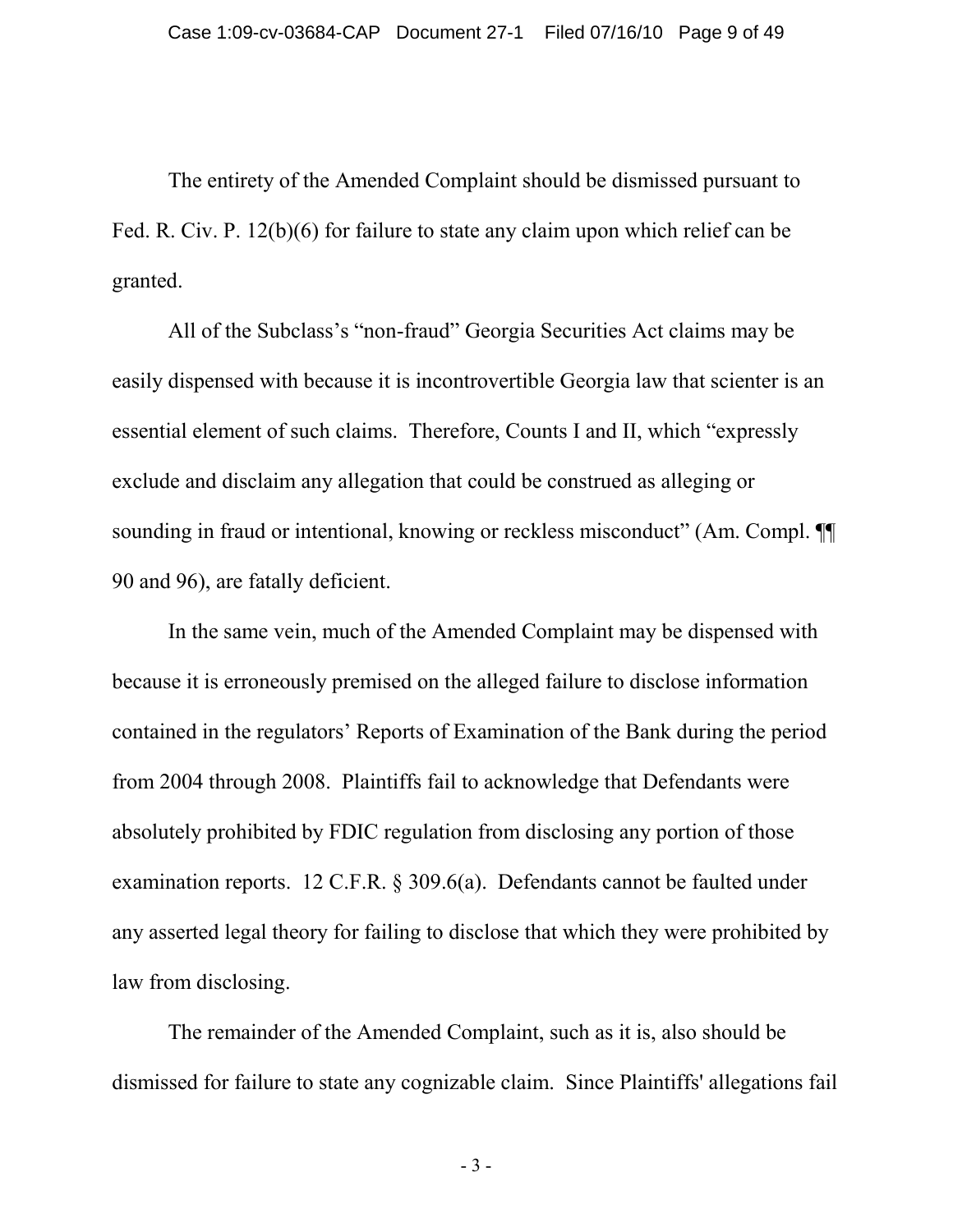The entirety of the Amended Complaint should be dismissed pursuant to Fed. R. Civ. P. 12(b)(6) for failure to state any claim upon which relief can be granted.

All of the Subclass's "non-fraud" Georgia Securities Act claims may be easily dispensed with because it is incontrovertible Georgia law that scienter is an essential element of such claims. Therefore, Counts I and II, which "expressly exclude and disclaim any allegation that could be construed as alleging or sounding in fraud or intentional, knowing or reckless misconduct" (Am. Compl. ¶¶ 90 and 96), are fatally deficient.

In the same vein, much of the Amended Complaint may be dispensed with because it is erroneously premised on the alleged failure to disclose information contained in the regulators' Reports of Examination of the Bank during the period from 2004 through 2008. Plaintiffs fail to acknowledge that Defendants were absolutely prohibited by FDIC regulation from disclosing any portion of those examination reports. 12 C.F.R. § 309.6(a). Defendants cannot be faulted under any asserted legal theory for failing to disclose that which they were prohibited by law from disclosing.

The remainder of the Amended Complaint, such as it is, also should be dismissed for failure to state any cognizable claim. Since Plaintiffs' allegations fail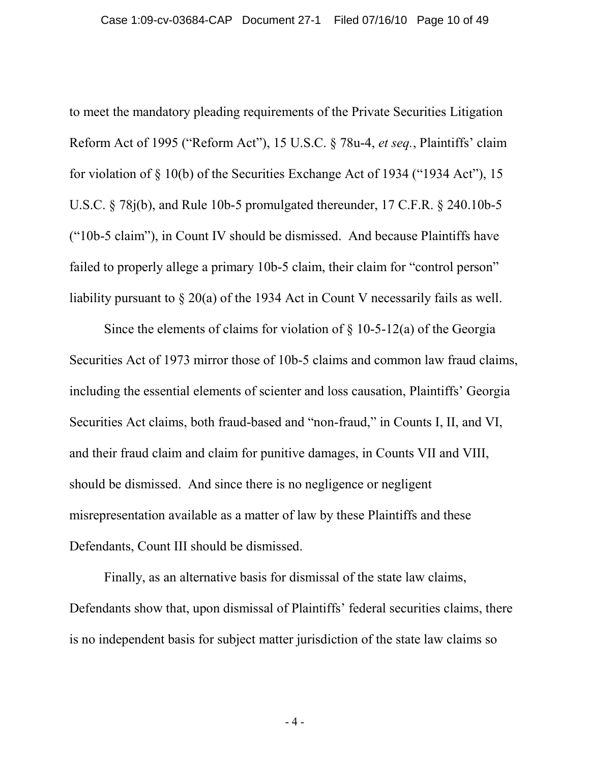to meet the mandatory pleading requirements of the Private Securities Litigation Reform Act of 1995 ("Reform Act"), 15 U.S.C. § 78u-4, *et seq.*, Plaintiffs' claim for violation of § 10(b) of the Securities Exchange Act of 1934 ("1934 Act"), 15 U.S.C. § 78j(b), and Rule 10b-5 promulgated thereunder, 17 C.F.R. § 240.10b-5 ("10b-5 claim"), in Count IV should be dismissed. And because Plaintiffs have failed to properly allege a primary 10b-5 claim, their claim for "control person" liability pursuant to § 20(a) of the 1934 Act in Count V necessarily fails as well.

Since the elements of claims for violation of § 10-5-12(a) of the Georgia Securities Act of 1973 mirror those of 10b-5 claims and common law fraud claims, including the essential elements of scienter and loss causation, Plaintiffs' Georgia Securities Act claims, both fraud-based and "non-fraud," in Counts I, II, and VI, and their fraud claim and claim for punitive damages, in Counts VII and VIII, should be dismissed. And since there is no negligence or negligent misrepresentation available as a matter of law by these Plaintiffs and these Defendants, Count III should be dismissed.

Finally, as an alternative basis for dismissal of the state law claims, Defendants show that, upon dismissal of Plaintiffs' federal securities claims, there is no independent basis for subject matter jurisdiction of the state law claims so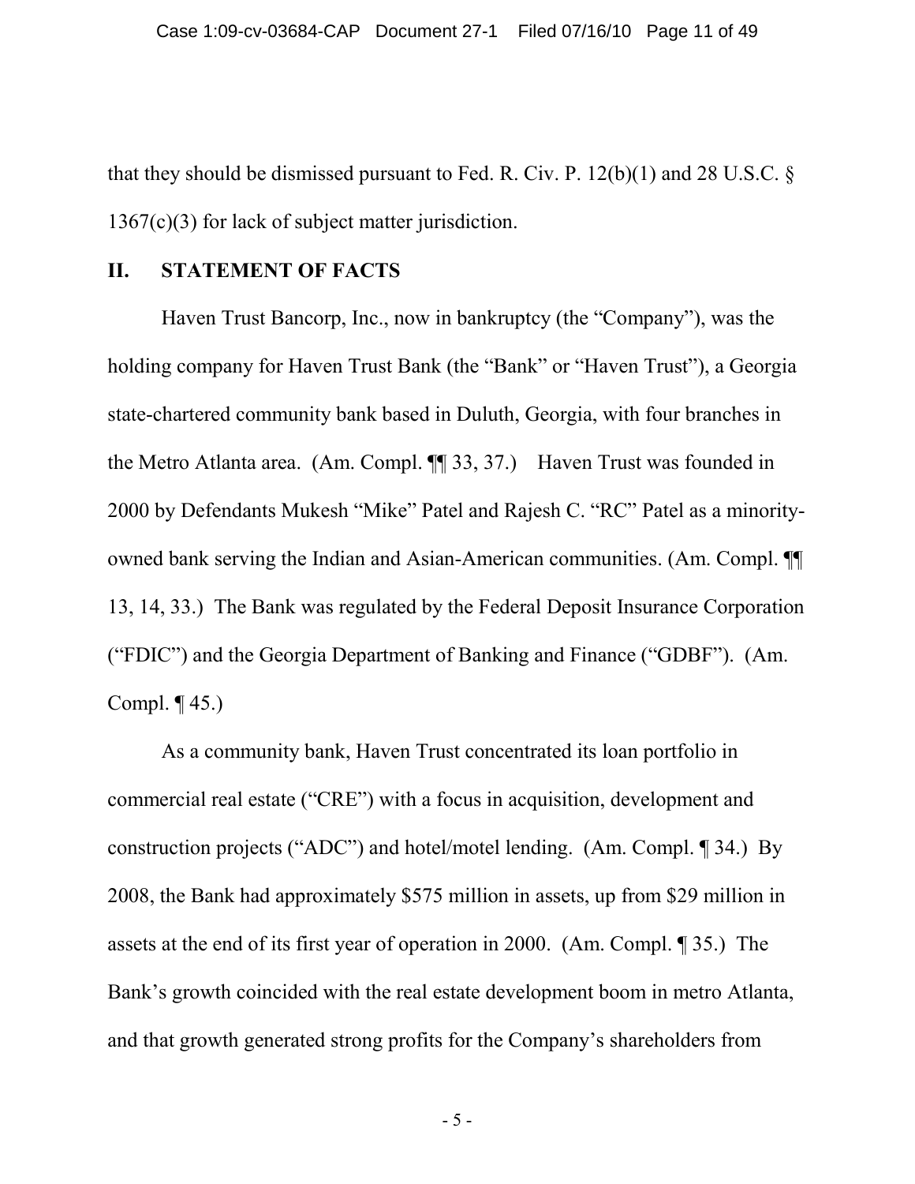that they should be dismissed pursuant to Fed. R. Civ. P. 12(b)(1) and 28 U.S.C. § 1367(c)(3) for lack of subject matter jurisdiction.

## II. STATEMENT OF FACTS

Haven Trust Bancorp, Inc., now in bankruptcy (the "Company"), was the holding company for Haven Trust Bank (the "Bank" or "Haven Trust"), a Georgia state-chartered community bank based in Duluth, Georgia, with four branches in the Metro Atlanta area. (Am. Compl. ¶¶ 33, 37.) Haven Trust was founded in 2000 by Defendants Mukesh "Mike" Patel and Rajesh C. "RC" Patel as a minority-owned bank serving the Indian and Asian-American communities. (Am. Compl. ¶¶ 13, 14, 33.) The Bank was regulated by the Federal Deposit Insurance Corporation ("FDIC") and the Georgia Department of Banking and Finance ("GDBF"). (Am. Compl. ¶ 45.)

As a community bank, Haven Trust concentrated its loan portfolio in commercial real estate ("CRE") with a focus in acquisition, development and construction projects ("ADC") and hotel/motel lending. (Am. Compl. ¶ 34.) By 2008, the Bank had approximately $575 million in assets, up from $29 million in assets at the end of its first year of operation in 2000. (Am. Compl. ¶ 35.) The Bank's growth coincided with the real estate development boom in metro Atlanta, and that growth generated strong profits for the Company's shareholders from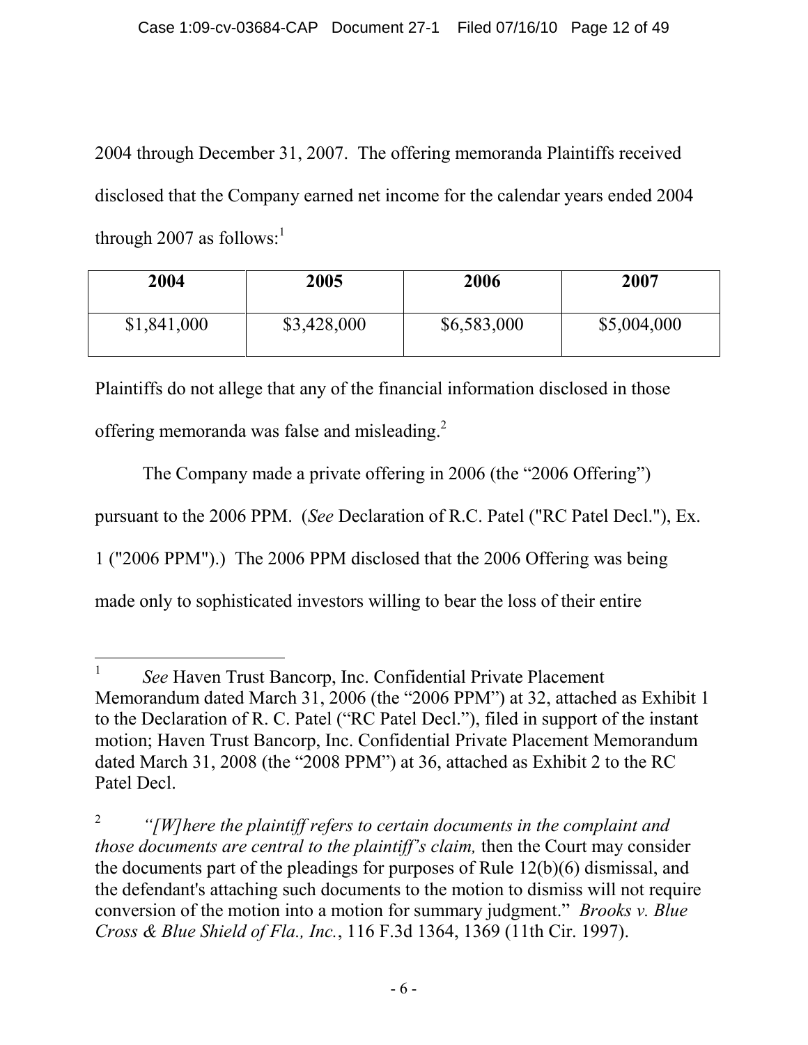2004 through December 31, 2007. The offering memoranda Plaintiffs received disclosed that the Company earned net income for the calendar years ended 2004 through 2007 as follows:[1]

| 2004 | 2005 | 2006 | 2007 |
|---|---|---|---|
| $1,841,000 | $3,428,000 | $6,583,000 | $5,004,000 |

Plaintiffs do not allege that any of the financial information disclosed in those offering memoranda was false and misleading.[2]

The Company made a private offering in 2006 (the "2006 Offering") pursuant to the 2006 PPM. (*See* Declaration of R.C. Patel ("RC Patel Decl."), Ex. 1 ("2006 PPM").) The 2006 PPM disclosed that the 2006 Offering was being made only to sophisticated investors willing to bear the loss of their entire

---

[1] *See* Haven Trust Bancorp, Inc. Confidential Private Placement Memorandum dated March 31, 2006 (the "2006 PPM") at 32, attached as Exhibit 1 to the Declaration of R. C. Patel ("RC Patel Decl."), filed in support of the instant motion; Haven Trust Bancorp, Inc. Confidential Private Placement Memorandum dated March 31, 2008 (the "2008 PPM") at 36, attached as Exhibit 2 to the RC Patel Decl.

[2] *"[W]here the plaintiff refers to certain documents in the complaint and those documents are central to the plaintiff's claim,* then the Court may consider the documents part of the pleadings for purposes of Rule 12(b)(6) dismissal, and the defendant's attaching such documents to the motion to dismiss will not require conversion of the motion into a motion for summary judgment." *Brooks v. Blue Cross & Blue Shield of Fla., Inc.*, 116 F.3d 1364, 1369 (11th Cir. 1997).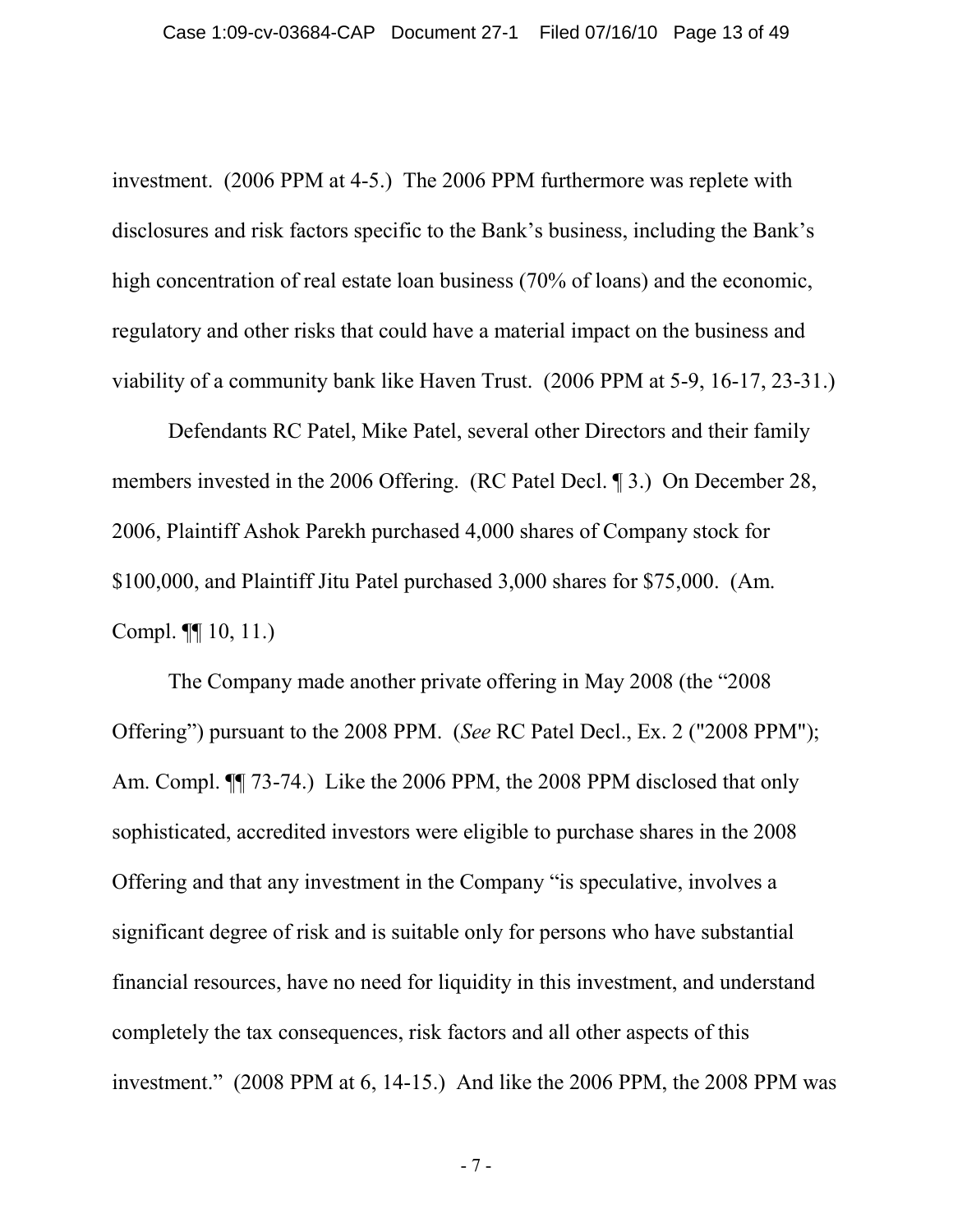investment. (2006 PPM at 4-5.) The 2006 PPM furthermore was replete with disclosures and risk factors specific to the Bank's business, including the Bank's high concentration of real estate loan business (70% of loans) and the economic, regulatory and other risks that could have a material impact on the business and viability of a community bank like Haven Trust. (2006 PPM at 5-9, 16-17, 23-31.)

Defendants RC Patel, Mike Patel, several other Directors and their family members invested in the 2006 Offering. (RC Patel Decl. ¶ 3.) On December 28, 2006, Plaintiff Ashok Parekh purchased 4,000 shares of Company stock for $100,000, and Plaintiff Jitu Patel purchased 3,000 shares for $75,000. (Am. Compl. ¶¶ 10, 11.)

The Company made another private offering in May 2008 (the "2008 Offering") pursuant to the 2008 PPM. (*See* RC Patel Decl., Ex. 2 ("2008 PPM"); Am. Compl. ¶¶ 73-74.) Like the 2006 PPM, the 2008 PPM disclosed that only sophisticated, accredited investors were eligible to purchase shares in the 2008 Offering and that any investment in the Company "is speculative, involves a significant degree of risk and is suitable only for persons who have substantial financial resources, have no need for liquidity in this investment, and understand completely the tax consequences, risk factors and all other aspects of this investment." (2008 PPM at 6, 14-15.) And like the 2006 PPM, the 2008 PPM was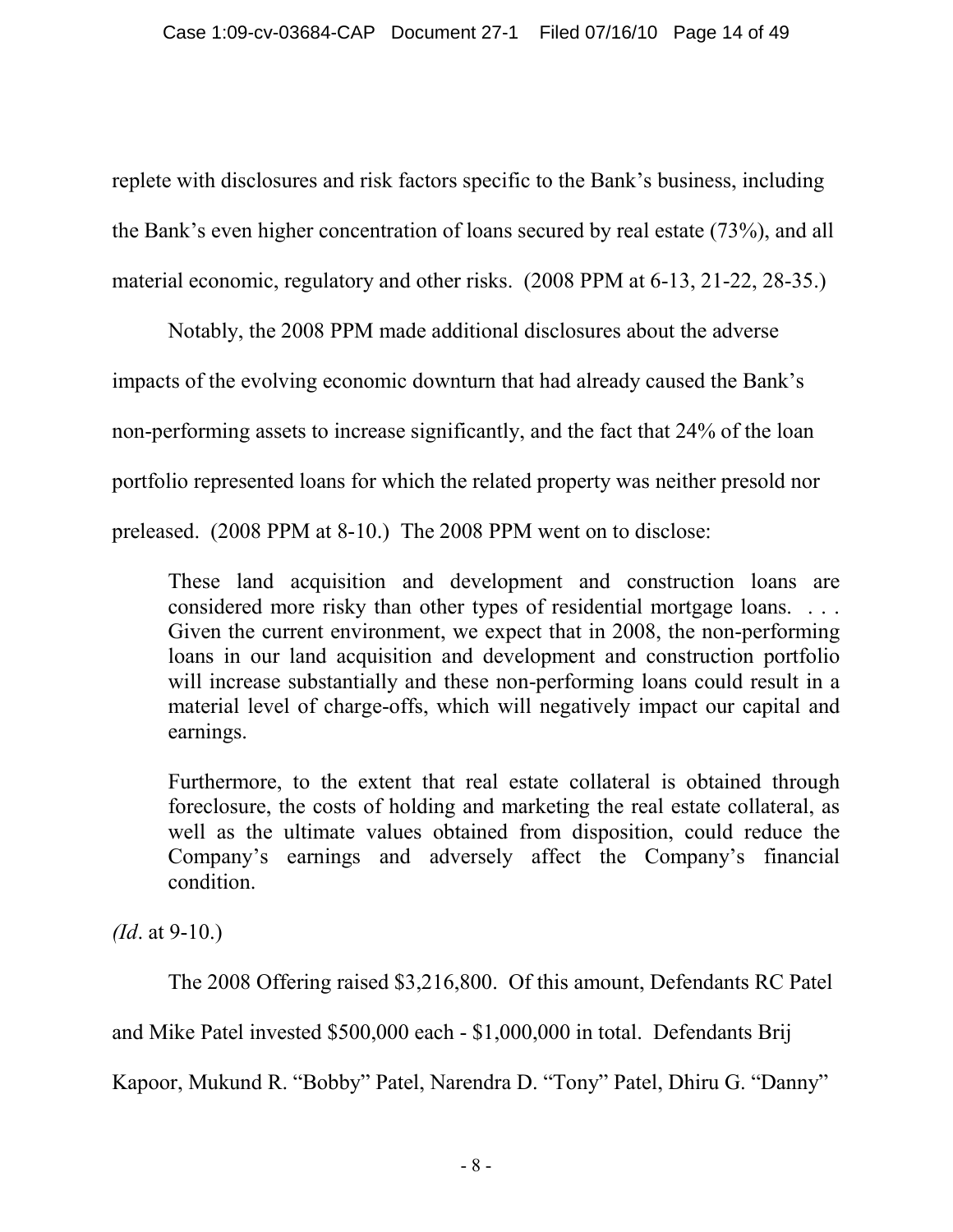replete with disclosures and risk factors specific to the Bank's business, including the Bank's even higher concentration of loans secured by real estate (73%), and all material economic, regulatory and other risks. (2008 PPM at 6-13, 21-22, 28-35.)

Notably, the 2008 PPM made additional disclosures about the adverse impacts of the evolving economic downturn that had already caused the Bank's non-performing assets to increase significantly, and the fact that 24% of the loan portfolio represented loans for which the related property was neither presold nor preleased. (2008 PPM at 8-10.) The 2008 PPM went on to disclose:

> These land acquisition and development and construction loans are considered more risky than other types of residential mortgage loans. . . . Given the current environment, we expect that in 2008, the non-performing loans in our land acquisition and development and construction portfolio will increase substantially and these non-performing loans could result in a material level of charge-offs, which will negatively impact our capital and earnings.
>
> Furthermore, to the extent that real estate collateral is obtained through foreclosure, the costs of holding and marketing the real estate collateral, as well as the ultimate values obtained from disposition, could reduce the Company's earnings and adversely affect the Company's financial condition.

*(Id*. at 9-10.)

The 2008 Offering raised $3,216,800. Of this amount, Defendants RC Patel and Mike Patel invested $500,000 each - $1,000,000 in total. Defendants Brij Kapoor, Mukund R. "Bobby" Patel, Narendra D. "Tony" Patel, Dhiru G. "Danny"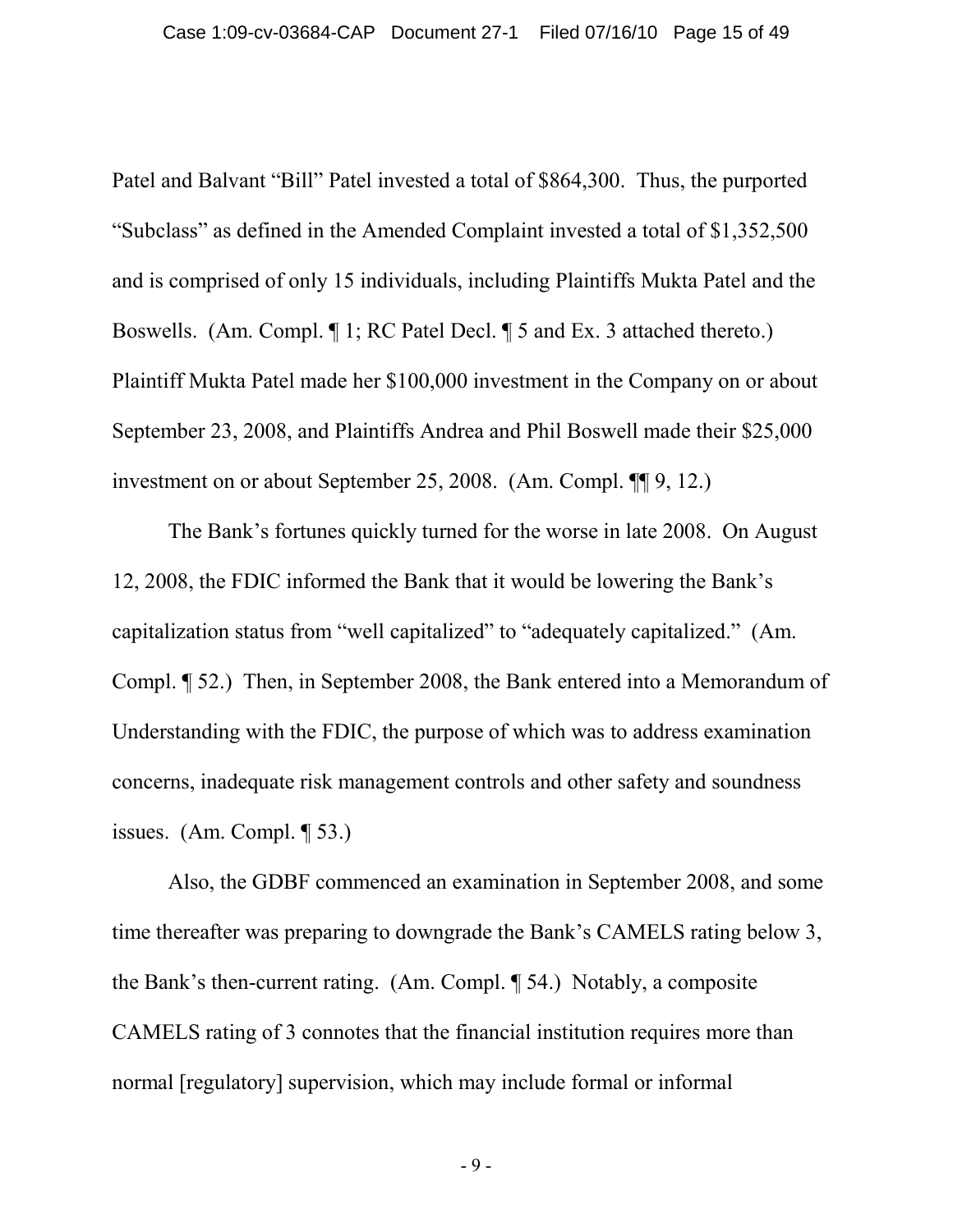Patel and Balvant "Bill" Patel invested a total of $864,300. Thus, the purported "Subclass" as defined in the Amended Complaint invested a total of $1,352,500 and is comprised of only 15 individuals, including Plaintiffs Mukta Patel and the Boswells. (Am. Compl. ¶ 1; RC Patel Decl. ¶ 5 and Ex. 3 attached thereto.) Plaintiff Mukta Patel made her $100,000 investment in the Company on or about September 23, 2008, and Plaintiffs Andrea and Phil Boswell made their $25,000 investment on or about September 25, 2008. (Am. Compl. ¶¶ 9, 12.)

The Bank's fortunes quickly turned for the worse in late 2008. On August 12, 2008, the FDIC informed the Bank that it would be lowering the Bank's capitalization status from "well capitalized" to "adequately capitalized." (Am. Compl. ¶ 52.) Then, in September 2008, the Bank entered into a Memorandum of Understanding with the FDIC, the purpose of which was to address examination concerns, inadequate risk management controls and other safety and soundness issues. (Am. Compl. ¶ 53.)

Also, the GDBF commenced an examination in September 2008, and some time thereafter was preparing to downgrade the Bank's CAMELS rating below 3, the Bank's then-current rating. (Am. Compl. ¶ 54.) Notably, a composite CAMELS rating of 3 connotes that the financial institution requires more than normal [regulatory] supervision, which may include formal or informal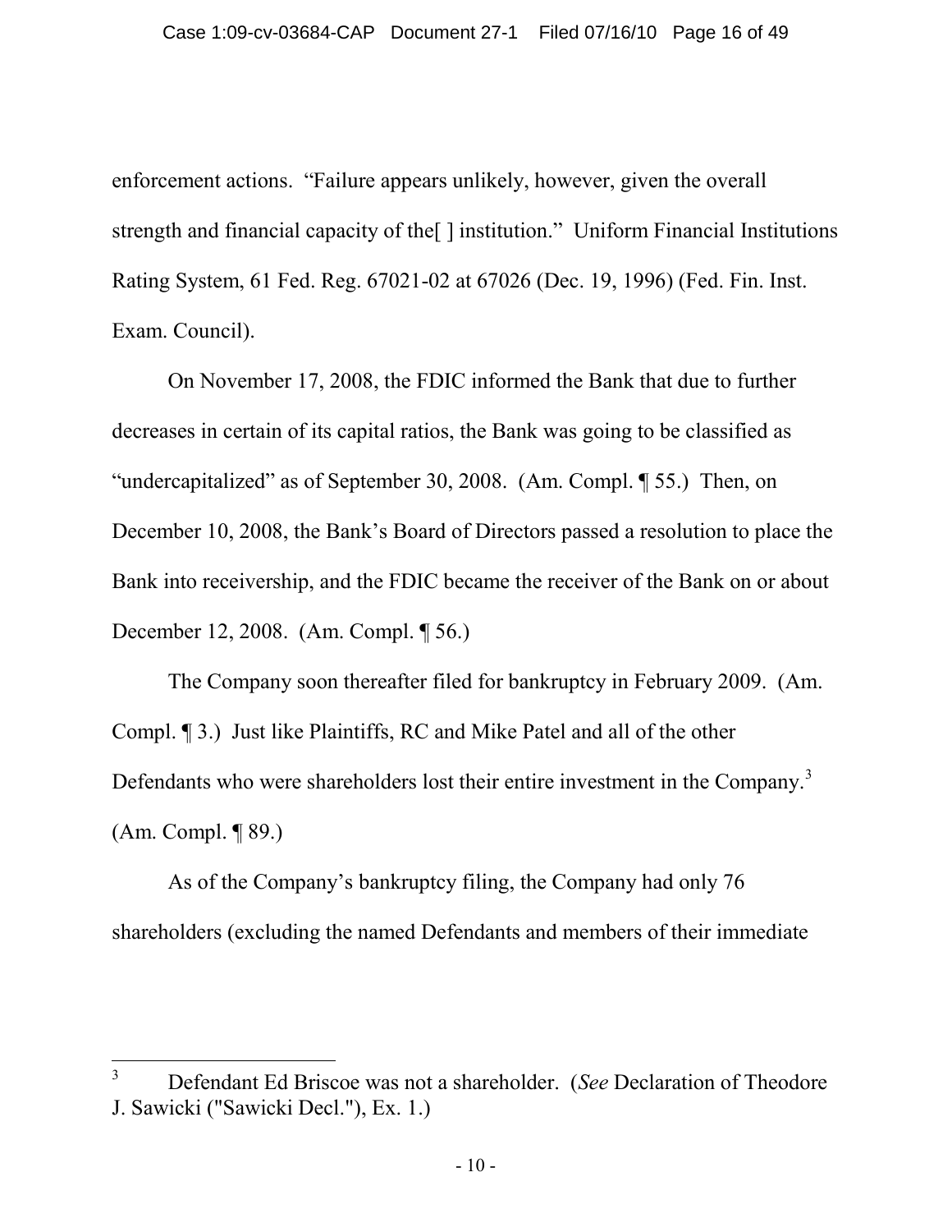enforcement actions. "Failure appears unlikely, however, given the overall strength and financial capacity of the[ ] institution." Uniform Financial Institutions Rating System, 61 Fed. Reg. 67021-02 at 67026 (Dec. 19, 1996) (Fed. Fin. Inst. Exam. Council).

On November 17, 2008, the FDIC informed the Bank that due to further decreases in certain of its capital ratios, the Bank was going to be classified as "undercapitalized" as of September 30, 2008. (Am. Compl. ¶ 55.) Then, on December 10, 2008, the Bank's Board of Directors passed a resolution to place the Bank into receivership, and the FDIC became the receiver of the Bank on or about December 12, 2008. (Am. Compl. ¶ 56.)

The Company soon thereafter filed for bankruptcy in February 2009. (Am. Compl. ¶ 3.) Just like Plaintiffs, RC and Mike Patel and all of the other Defendants who were shareholders lost their entire investment in the Company.[3] (Am. Compl. ¶ 89.)

As of the Company's bankruptcy filing, the Company had only 76 shareholders (excluding the named Defendants and members of their immediate

---

[3] Defendant Ed Briscoe was not a shareholder. (*See* Declaration of Theodore J. Sawicki ("Sawicki Decl."), Ex. 1.)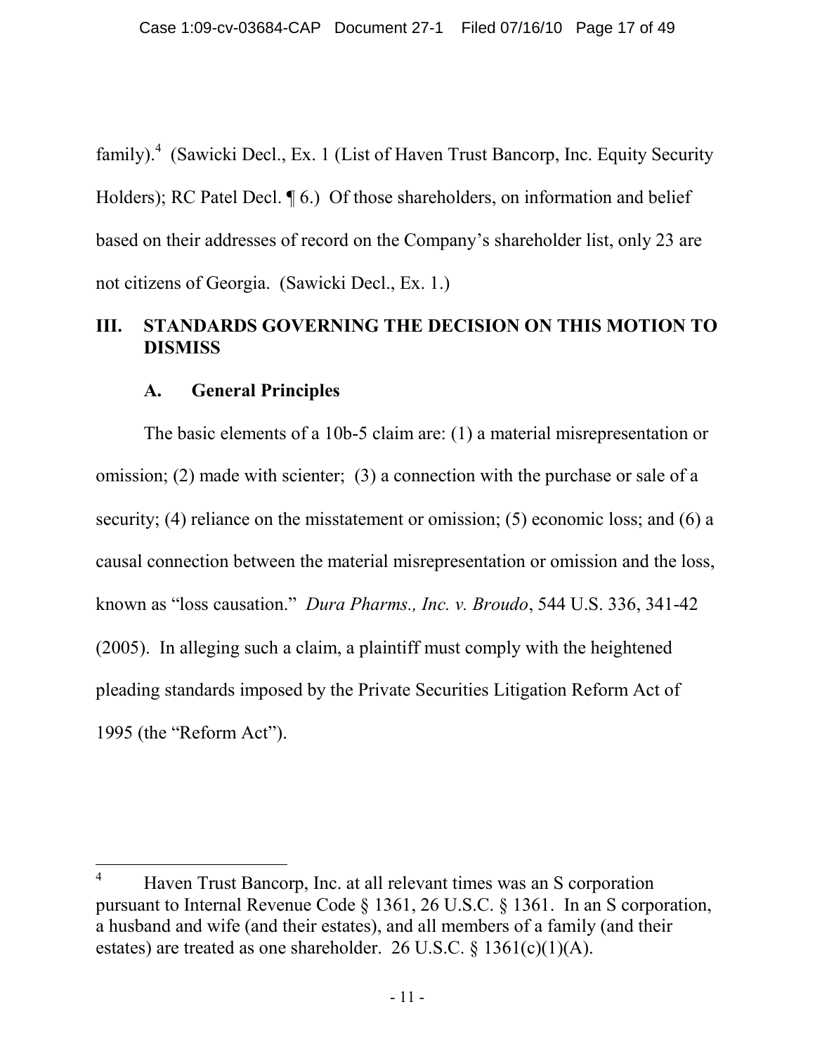family).[4] (Sawicki Decl., Ex. 1 (List of Haven Trust Bancorp, Inc. Equity Security Holders); RC Patel Decl. ¶ 6.) Of those shareholders, on information and belief based on their addresses of record on the Company's shareholder list, only 23 are not citizens of Georgia. (Sawicki Decl., Ex. 1.)

## III. STANDARDS GOVERNING THE DECISION ON THIS MOTION TO DISMISS

### A. General Principles

The basic elements of a 10b-5 claim are: (1) a material misrepresentation or omission; (2) made with scienter; (3) a connection with the purchase or sale of a security; (4) reliance on the misstatement or omission; (5) economic loss; and (6) a causal connection between the material misrepresentation or omission and the loss, known as "loss causation." *Dura Pharms., Inc. v. Broudo*, 544 U.S. 336, 341-42 (2005). In alleging such a claim, a plaintiff must comply with the heightened pleading standards imposed by the Private Securities Litigation Reform Act of 1995 (the "Reform Act").

---

[4] Haven Trust Bancorp, Inc. at all relevant times was an S corporation pursuant to Internal Revenue Code § 1361, 26 U.S.C. § 1361. In an S corporation, a husband and wife (and their estates), and all members of a family (and their estates) are treated as one shareholder. 26 U.S.C. § 1361(c)(1)(A).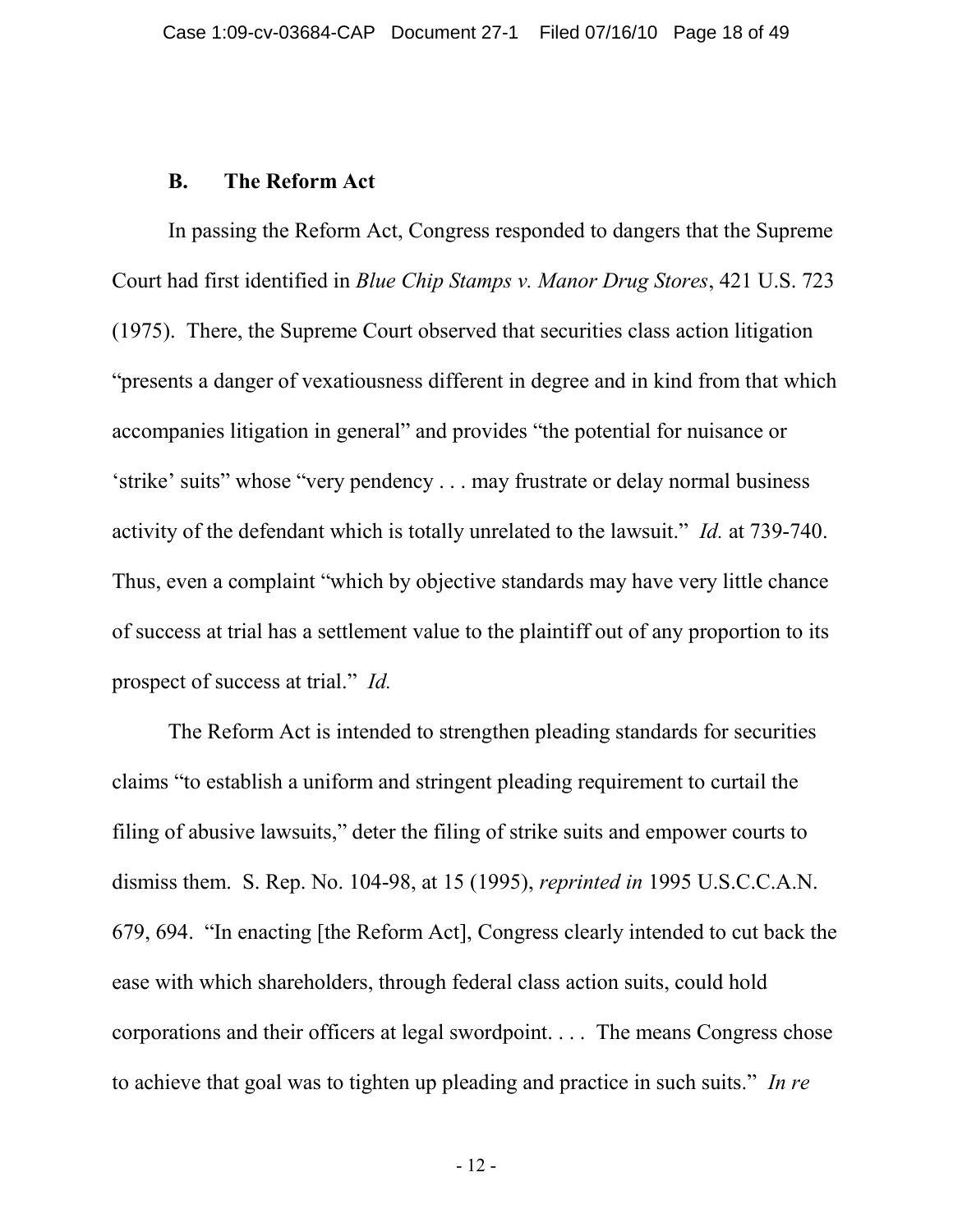### B. The Reform Act

In passing the Reform Act, Congress responded to dangers that the Supreme Court had first identified in *Blue Chip Stamps v. Manor Drug Stores*, 421 U.S. 723 (1975). There, the Supreme Court observed that securities class action litigation "presents a danger of vexatiousness different in degree and in kind from that which accompanies litigation in general" and provides "the potential for nuisance or 'strike' suits" whose "very pendency . . . may frustrate or delay normal business activity of the defendant which is totally unrelated to the lawsuit." *Id.* at 739-740. Thus, even a complaint "which by objective standards may have very little chance of success at trial has a settlement value to the plaintiff out of any proportion to its prospect of success at trial." *Id.*

The Reform Act is intended to strengthen pleading standards for securities claims "to establish a uniform and stringent pleading requirement to curtail the filing of abusive lawsuits," deter the filing of strike suits and empower courts to dismiss them. S. Rep. No. 104-98, at 15 (1995), *reprinted in* 1995 U.S.C.C.A.N. 679, 694. "In enacting [the Reform Act], Congress clearly intended to cut back the ease with which shareholders, through federal class action suits, could hold corporations and their officers at legal swordpoint. . . . The means Congress chose to achieve that goal was to tighten up pleading and practice in such suits." *In re*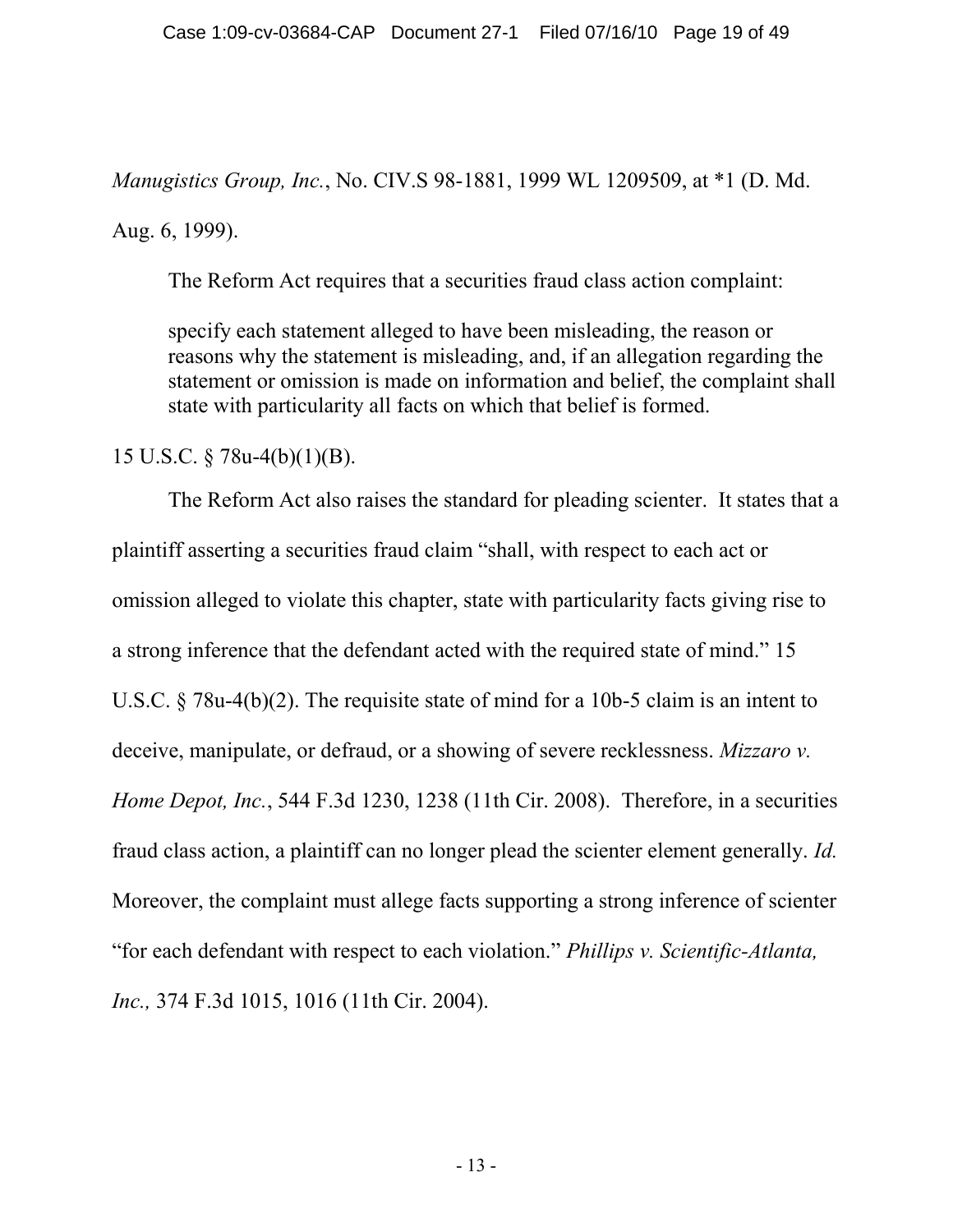*Manugistics Group, Inc.*, No. CIV.S 98-1881, 1999 WL 1209509, at *1 (D. Md. Aug. 6, 1999).

The Reform Act requires that a securities fraud class action complaint:

> specify each statement alleged to have been misleading, the reason or reasons why the statement is misleading, and, if an allegation regarding the statement or omission is made on information and belief, the complaint shall state with particularity all facts on which that belief is formed.

15 U.S.C. § 78u-4(b)(1)(B).

The Reform Act also raises the standard for pleading scienter. It states that a plaintiff asserting a securities fraud claim "shall, with respect to each act or omission alleged to violate this chapter, state with particularity facts giving rise to a strong inference that the defendant acted with the required state of mind." 15 U.S.C. § 78u-4(b)(2). The requisite state of mind for a 10b-5 claim is an intent to deceive, manipulate, or defraud, or a showing of severe recklessness. *Mizzaro v. Home Depot, Inc.*, 544 F.3d 1230, 1238 (11th Cir. 2008). Therefore, in a securities fraud class action, a plaintiff can no longer plead the scienter element generally. *Id.* Moreover, the complaint must allege facts supporting a strong inference of scienter "for each defendant with respect to each violation." *Phillips v. Scientific-Atlanta, Inc.,* 374 F.3d 1015, 1016 (11th Cir. 2004).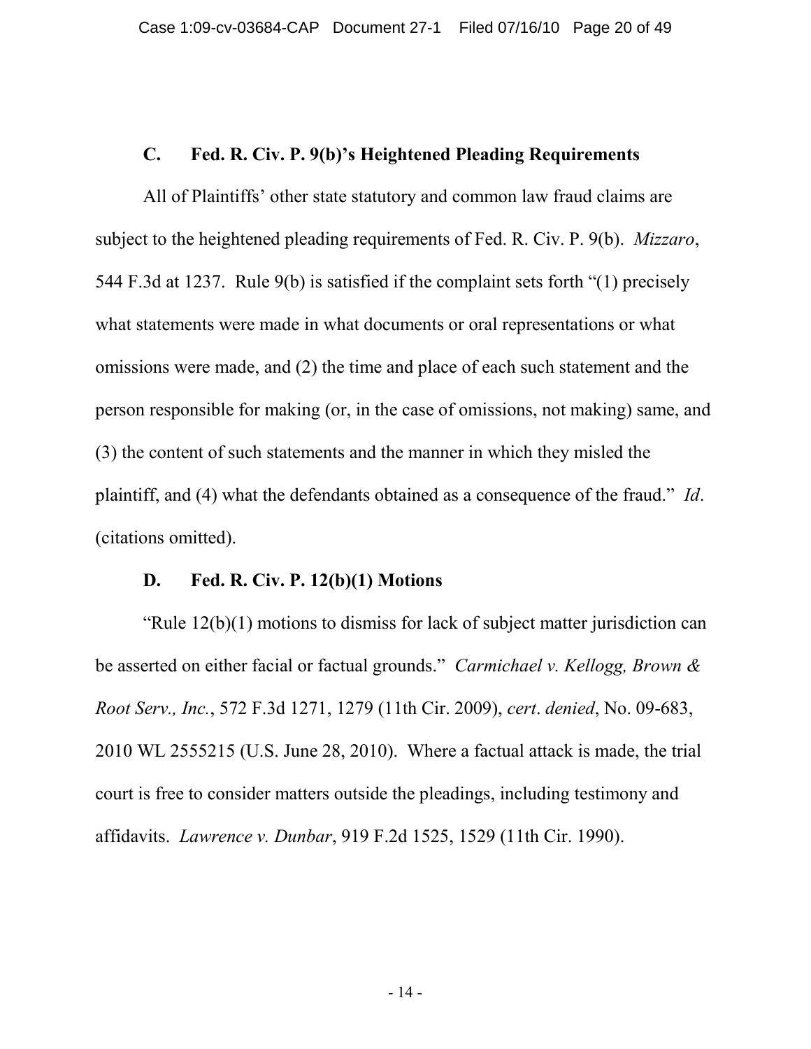### C. Fed. R. Civ. P. 9(b)'s Heightened Pleading Requirements

All of Plaintiffs' other state statutory and common law fraud claims are subject to the heightened pleading requirements of Fed. R. Civ. P. 9(b). *Mizzaro*, 544 F.3d at 1237. Rule 9(b) is satisfied if the complaint sets forth "(1) precisely what statements were made in what documents or oral representations or what omissions were made, and (2) the time and place of each such statement and the person responsible for making (or, in the case of omissions, not making) same, and (3) the content of such statements and the manner in which they misled the plaintiff, and (4) what the defendants obtained as a consequence of the fraud." *Id*. (citations omitted).

### D. Fed. R. Civ. P. 12(b)(1) Motions

"Rule 12(b)(1) motions to dismiss for lack of subject matter jurisdiction can be asserted on either facial or factual grounds." *Carmichael v. Kellogg, Brown & Root Serv., Inc.*, 572 F.3d 1271, 1279 (11th Cir. 2009), *cert*. *denied*, No. 09-683, 2010 WL 2555215 (U.S. June 28, 2010). Where a factual attack is made, the trial court is free to consider matters outside the pleadings, including testimony and affidavits. *Lawrence v. Dunbar*, 919 F.2d 1525, 1529 (11th Cir. 1990).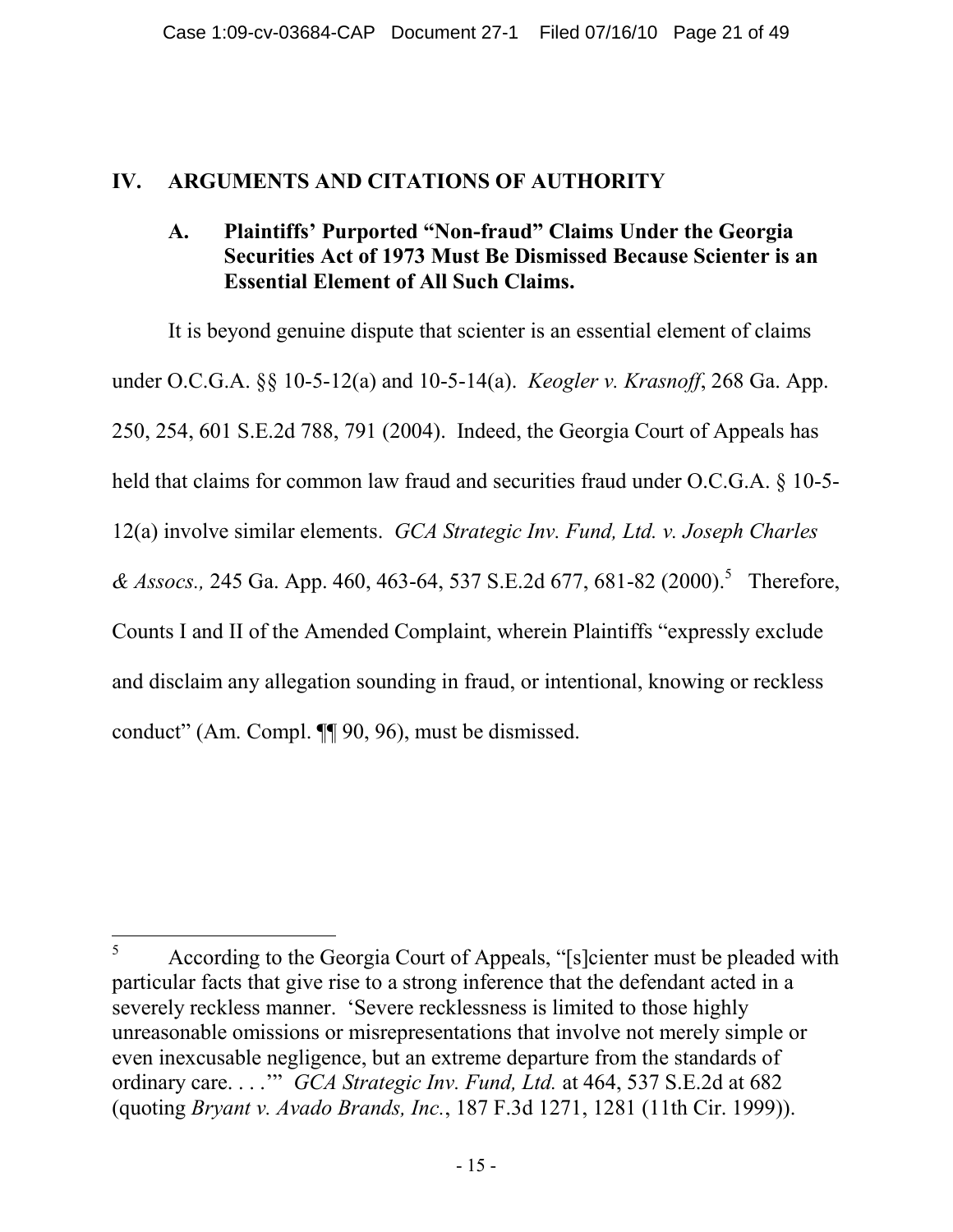## IV. ARGUMENTS AND CITATIONS OF AUTHORITY

### A. Plaintiffs' Purported "Non-fraud" Claims Under the Georgia Securities Act of 1973 Must Be Dismissed Because Scienter is an Essential Element of All Such Claims.

It is beyond genuine dispute that scienter is an essential element of claims under O.C.G.A. §§ 10-5-12(a) and 10-5-14(a). *Keogler v. Krasnoff*, 268 Ga. App. 250, 254, 601 S.E.2d 788, 791 (2004). Indeed, the Georgia Court of Appeals has held that claims for common law fraud and securities fraud under O.C.G.A. § 10-5-12(a) involve similar elements. *GCA Strategic Inv. Fund, Ltd. v. Joseph Charles & Assocs.,* 245 Ga. App. 460, 463-64, 537 S.E.2d 677, 681-82 (2000).[5] Therefore, Counts I and II of the Amended Complaint, wherein Plaintiffs "expressly exclude and disclaim any allegation sounding in fraud, or intentional, knowing or reckless conduct" (Am. Compl. ¶¶ 90, 96), must be dismissed.

---

[5] According to the Georgia Court of Appeals, "[s]cienter must be pleaded with particular facts that give rise to a strong inference that the defendant acted in a severely reckless manner. 'Severe recklessness is limited to those highly unreasonable omissions or misrepresentations that involve not merely simple or even inexcusable negligence, but an extreme departure from the standards of ordinary care. . . .'" *GCA Strategic Inv. Fund, Ltd.* at 464, 537 S.E.2d at 682 (quoting *Bryant v. Avado Brands, Inc.*, 187 F.3d 1271, 1281 (11th Cir. 1999)).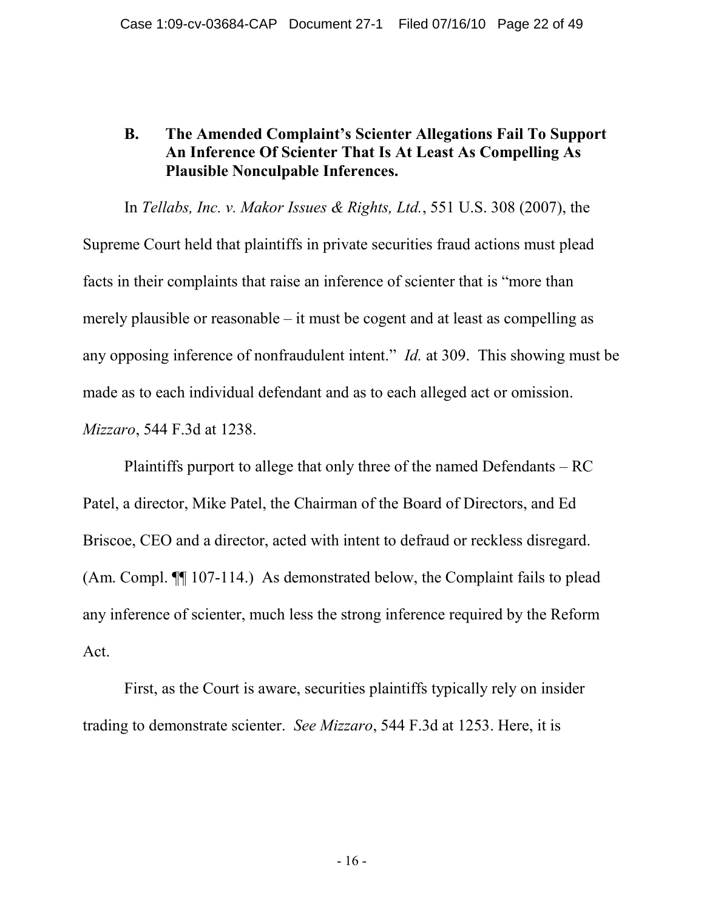### B. The Amended Complaint's Scienter Allegations Fail To Support An Inference Of Scienter That Is At Least As Compelling As Plausible Nonculpable Inferences.

In *Tellabs, Inc. v. Makor Issues & Rights, Ltd.*, 551 U.S. 308 (2007), the Supreme Court held that plaintiffs in private securities fraud actions must plead facts in their complaints that raise an inference of scienter that is "more than merely plausible or reasonable – it must be cogent and at least as compelling as any opposing inference of nonfraudulent intent." *Id.* at 309. This showing must be made as to each individual defendant and as to each alleged act or omission. *Mizzaro*, 544 F.3d at 1238.

Plaintiffs purport to allege that only three of the named Defendants – RC Patel, a director, Mike Patel, the Chairman of the Board of Directors, and Ed Briscoe, CEO and a director, acted with intent to defraud or reckless disregard. (Am. Compl. ¶¶ 107-114.) As demonstrated below, the Complaint fails to plead any inference of scienter, much less the strong inference required by the Reform Act.

First, as the Court is aware, securities plaintiffs typically rely on insider trading to demonstrate scienter. *See Mizzaro*, 544 F.3d at 1253. Here, it is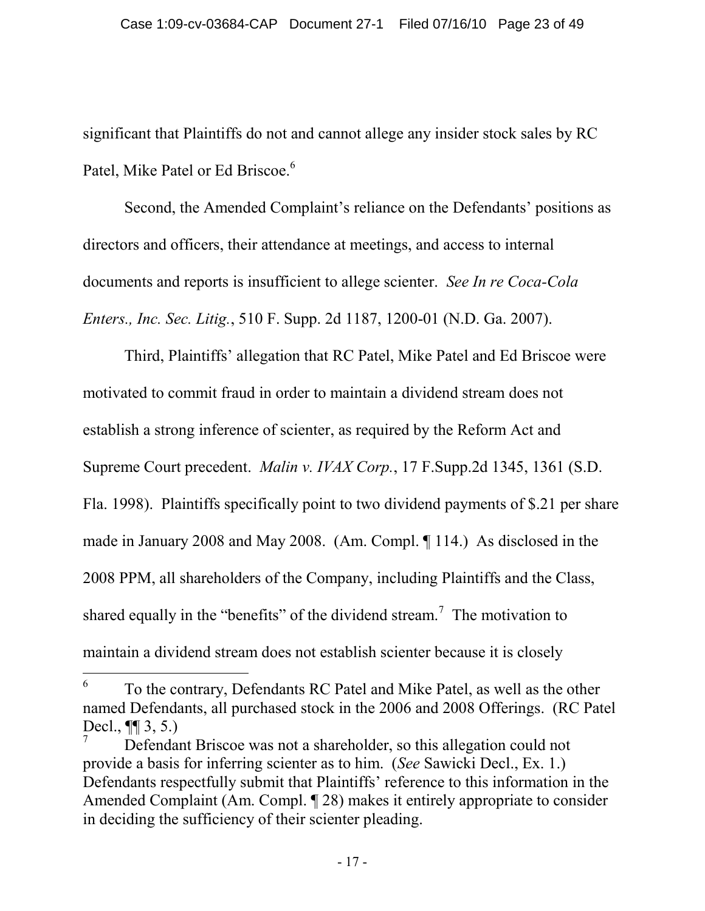significant that Plaintiffs do not and cannot allege any insider stock sales by RC Patel, Mike Patel or Ed Briscoe.[6]

Second, the Amended Complaint's reliance on the Defendants' positions as directors and officers, their attendance at meetings, and access to internal documents and reports is insufficient to allege scienter. *See In re Coca-Cola Enters., Inc. Sec. Litig.*, 510 F. Supp. 2d 1187, 1200-01 (N.D. Ga. 2007).

Third, Plaintiffs' allegation that RC Patel, Mike Patel and Ed Briscoe were motivated to commit fraud in order to maintain a dividend stream does not establish a strong inference of scienter, as required by the Reform Act and Supreme Court precedent. *Malin v. IVAX Corp.*, 17 F.Supp.2d 1345, 1361 (S.D. Fla. 1998). Plaintiffs specifically point to two dividend payments of $.21 per share made in January 2008 and May 2008. (Am. Compl. ¶ 114.) As disclosed in the 2008 PPM, all shareholders of the Company, including Plaintiffs and the Class, shared equally in the "benefits" of the dividend stream.[7] The motivation to maintain a dividend stream does not establish scienter because it is closely

---

[6] To the contrary, Defendants RC Patel and Mike Patel, as well as the other named Defendants, all purchased stock in the 2006 and 2008 Offerings. (RC Patel Decl., ¶¶ 3, 5.)

[7] Defendant Briscoe was not a shareholder, so this allegation could not provide a basis for inferring scienter as to him. (*See* Sawicki Decl., Ex. 1.) Defendants respectfully submit that Plaintiffs' reference to this information in the Amended Complaint (Am. Compl. ¶ 28) makes it entirely appropriate to consider in deciding the sufficiency of their scienter pleading.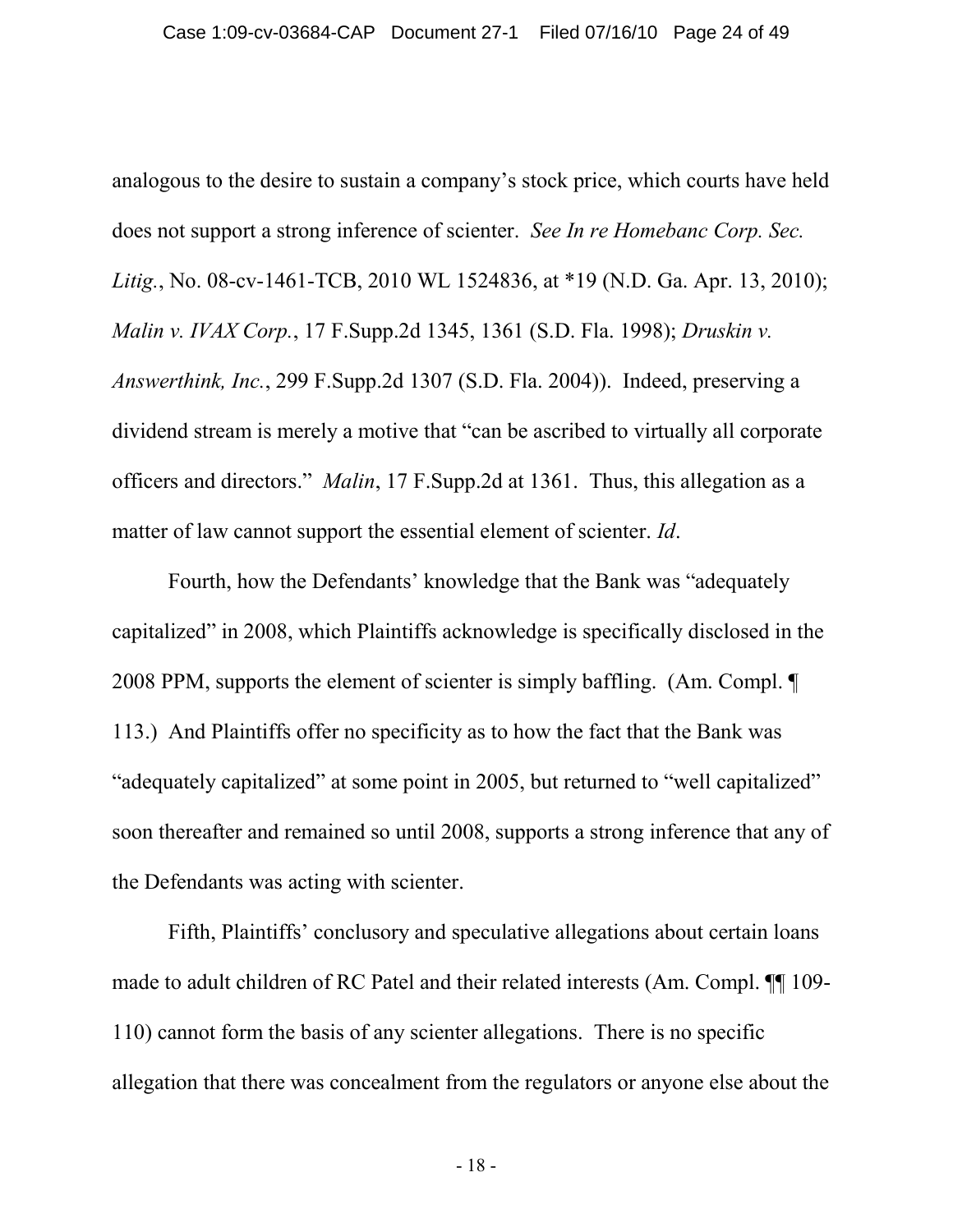analogous to the desire to sustain a company's stock price, which courts have held does not support a strong inference of scienter. *See In re Homebanc Corp. Sec. Litig.*, No. 08-cv-1461-TCB, 2010 WL 1524836, at *19 (N.D. Ga. Apr. 13, 2010); *Malin v. IVAX Corp.*, 17 F.Supp.2d 1345, 1361 (S.D. Fla. 1998); *Druskin v. Answerthink, Inc.*, 299 F.Supp.2d 1307 (S.D. Fla. 2004)). Indeed, preserving a dividend stream is merely a motive that "can be ascribed to virtually all corporate officers and directors." *Malin*, 17 F.Supp.2d at 1361. Thus, this allegation as a matter of law cannot support the essential element of scienter. *Id*.

Fourth, how the Defendants' knowledge that the Bank was "adequately capitalized" in 2008, which Plaintiffs acknowledge is specifically disclosed in the 2008 PPM, supports the element of scienter is simply baffling. (Am. Compl. ¶ 113.) And Plaintiffs offer no specificity as to how the fact that the Bank was "adequately capitalized" at some point in 2005, but returned to "well capitalized" soon thereafter and remained so until 2008, supports a strong inference that any of the Defendants was acting with scienter.

Fifth, Plaintiffs' conclusory and speculative allegations about certain loans made to adult children of RC Patel and their related interests (Am. Compl. ¶¶ 109-110) cannot form the basis of any scienter allegations. There is no specific allegation that there was concealment from the regulators or anyone else about the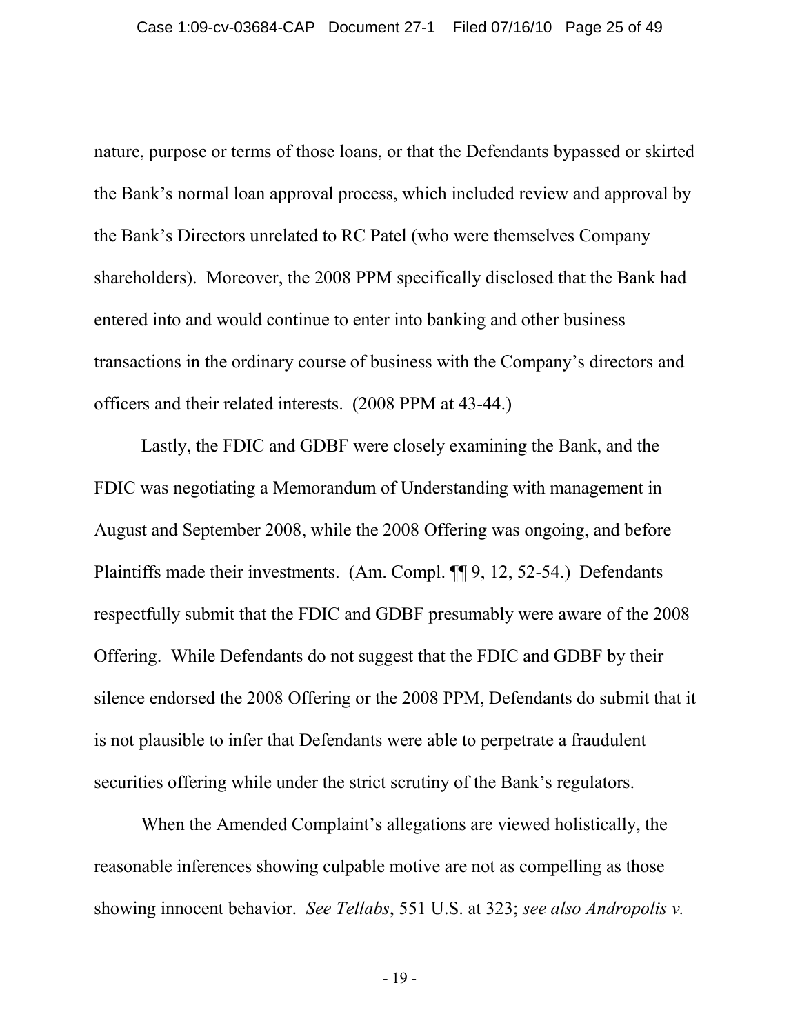nature, purpose or terms of those loans, or that the Defendants bypassed or skirted the Bank's normal loan approval process, which included review and approval by the Bank's Directors unrelated to RC Patel (who were themselves Company shareholders). Moreover, the 2008 PPM specifically disclosed that the Bank had entered into and would continue to enter into banking and other business transactions in the ordinary course of business with the Company's directors and officers and their related interests. (2008 PPM at 43-44.)

Lastly, the FDIC and GDBF were closely examining the Bank, and the FDIC was negotiating a Memorandum of Understanding with management in August and September 2008, while the 2008 Offering was ongoing, and before Plaintiffs made their investments. (Am. Compl. ¶¶ 9, 12, 52-54.) Defendants respectfully submit that the FDIC and GDBF presumably were aware of the 2008 Offering. While Defendants do not suggest that the FDIC and GDBF by their silence endorsed the 2008 Offering or the 2008 PPM, Defendants do submit that it is not plausible to infer that Defendants were able to perpetrate a fraudulent securities offering while under the strict scrutiny of the Bank's regulators.

When the Amended Complaint's allegations are viewed holistically, the reasonable inferences showing culpable motive are not as compelling as those showing innocent behavior. *See Tellabs*, 551 U.S. at 323; *see also Andropolis v.*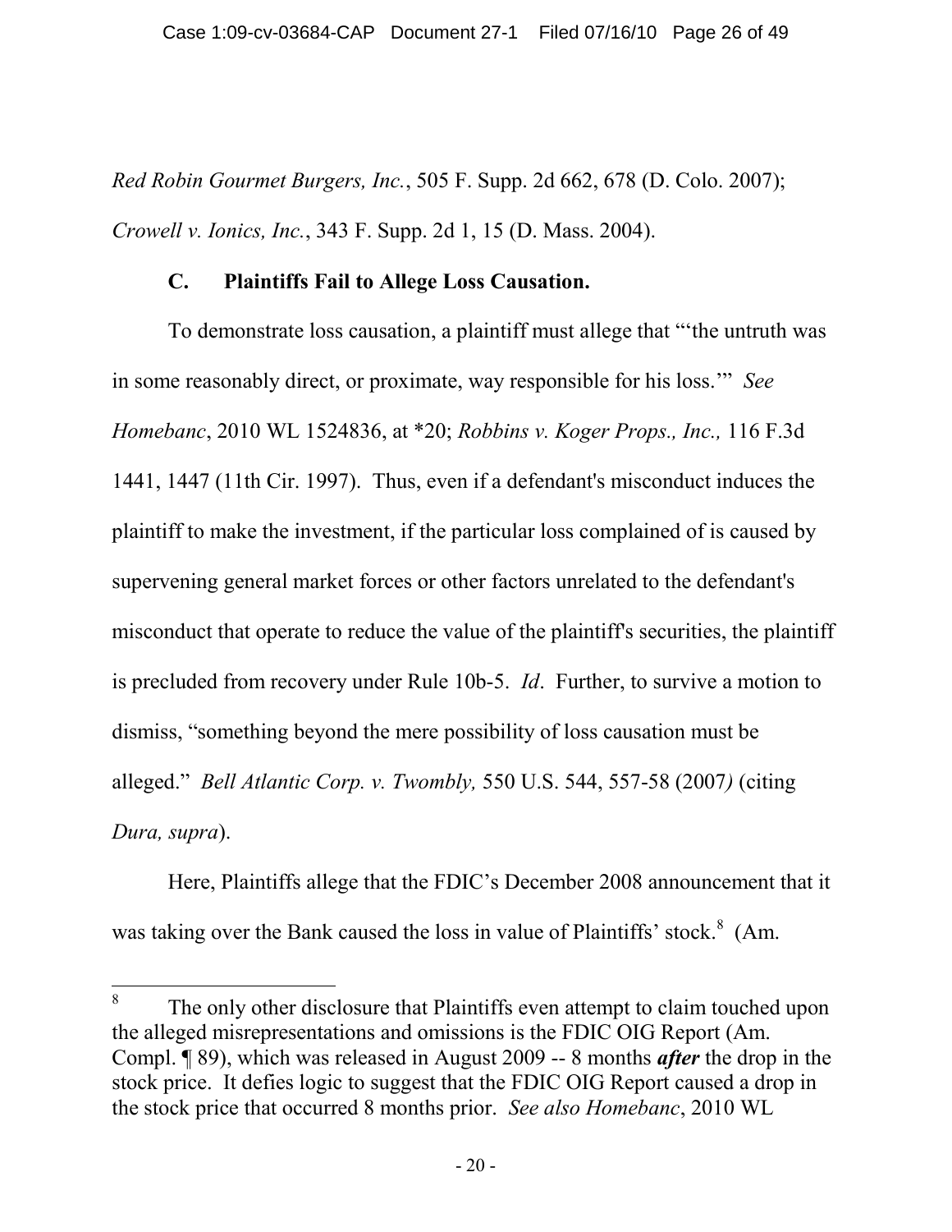*Red Robin Gourmet Burgers, Inc.*, 505 F. Supp. 2d 662, 678 (D. Colo. 2007); *Crowell v. Ionics, Inc.*, 343 F. Supp. 2d 1, 15 (D. Mass. 2004).

### C. Plaintiffs Fail to Allege Loss Causation.

To demonstrate loss causation, a plaintiff must allege that "'the untruth was in some reasonably direct, or proximate, way responsible for his loss.'" *See Homebanc*, 2010 WL 1524836, at *20; *Robbins v. Koger Props., Inc.,* 116 F.3d 1441, 1447 (11th Cir. 1997). Thus, even if a defendant's misconduct induces the plaintiff to make the investment, if the particular loss complained of is caused by supervening general market forces or other factors unrelated to the defendant's misconduct that operate to reduce the value of the plaintiff's securities, the plaintiff is precluded from recovery under Rule 10b-5. *Id*. Further, to survive a motion to dismiss, "something beyond the mere possibility of loss causation must be alleged." *Bell Atlantic Corp. v. Twombly,* 550 U.S. 544, 557-58 (2007) (citing *Dura, supra*).

Here, Plaintiffs allege that the FDIC's December 2008 announcement that it was taking over the Bank caused the loss in value of Plaintiffs' stock.[8] (Am.

---

[8] The only other disclosure that Plaintiffs even attempt to claim touched upon the alleged misrepresentations and omissions is the FDIC OIG Report (Am. Compl. ¶ 89), which was released in August 2009 -- 8 months ***after*** the drop in the stock price. It defies logic to suggest that the FDIC OIG Report caused a drop in the stock price that occurred 8 months prior. *See also Homebanc*, 2010 WL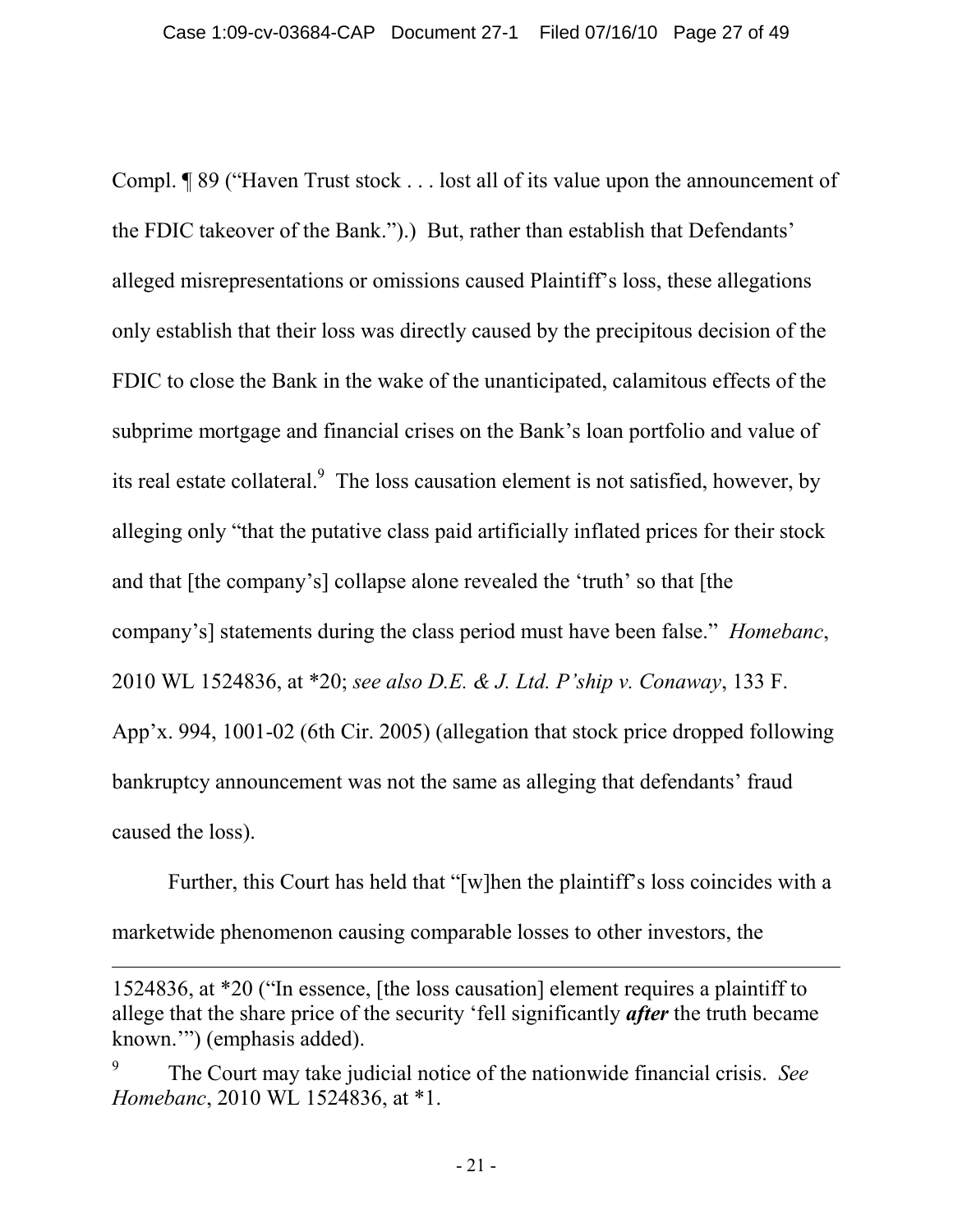Compl. ¶ 89 ("Haven Trust stock . . . lost all of its value upon the announcement of the FDIC takeover of the Bank.").) But, rather than establish that Defendants' alleged misrepresentations or omissions caused Plaintiff's loss, these allegations only establish that their loss was directly caused by the precipitous decision of the FDIC to close the Bank in the wake of the unanticipated, calamitous effects of the subprime mortgage and financial crises on the Bank's loan portfolio and value of its real estate collateral.[9] The loss causation element is not satisfied, however, by alleging only "that the putative class paid artificially inflated prices for their stock and that [the company's] collapse alone revealed the 'truth' so that [the company's] statements during the class period must have been false." *Homebanc*, 2010 WL 1524836, at *20; *see also D.E. & J. Ltd. P'ship v. Conaway*, 133 F. App'x. 994, 1001-02 (6th Cir. 2005) (allegation that stock price dropped following bankruptcy announcement was not the same as alleging that defendants' fraud caused the loss).

Further, this Court has held that "[w]hen the plaintiff's loss coincides with a marketwide phenomenon causing comparable losses to other investors, the

---

1524836, at *20 ("In essence, [the loss causation] element requires a plaintiff to allege that the share price of the security 'fell significantly ***after*** the truth became known.'") (emphasis added).

[9] The Court may take judicial notice of the nationwide financial crisis. *See Homebanc*, 2010 WL 1524836, at *1.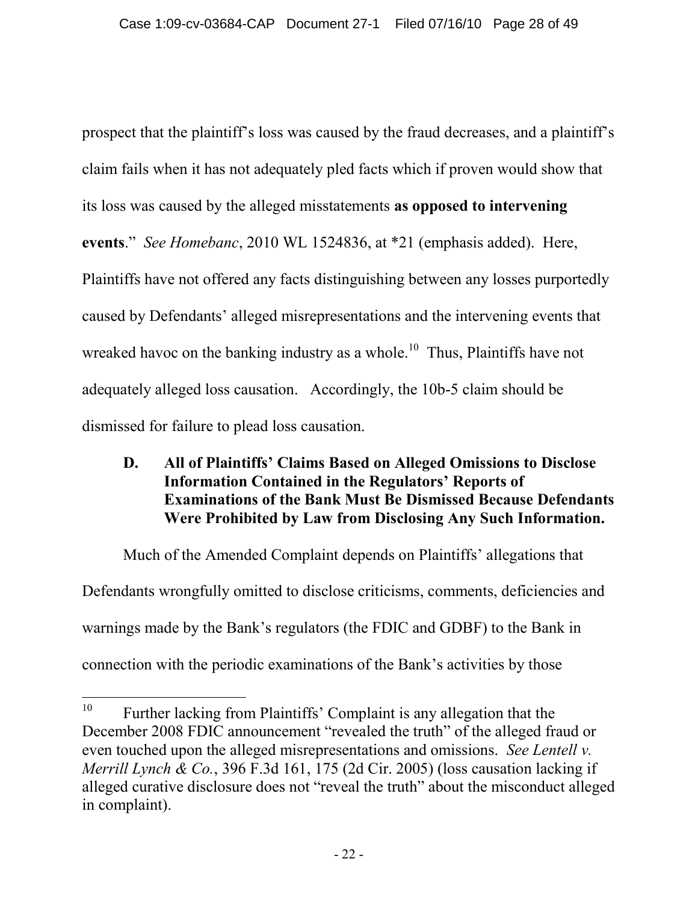prospect that the plaintiff's loss was caused by the fraud decreases, and a plaintiff's claim fails when it has not adequately pled facts which if proven would show that its loss was caused by the alleged misstatements **as opposed to intervening events**." *See Homebanc*, 2010 WL 1524836, at *21 (emphasis added). Here, Plaintiffs have not offered any facts distinguishing between any losses purportedly caused by Defendants' alleged misrepresentations and the intervening events that wreaked havoc on the banking industry as a whole.[10] Thus, Plaintiffs have not adequately alleged loss causation. Accordingly, the 10b-5 claim should be dismissed for failure to plead loss causation.

### D. All of Plaintiffs' Claims Based on Alleged Omissions to Disclose Information Contained in the Regulators' Reports of Examinations of the Bank Must Be Dismissed Because Defendants Were Prohibited by Law from Disclosing Any Such Information.

Much of the Amended Complaint depends on Plaintiffs' allegations that Defendants wrongfully omitted to disclose criticisms, comments, deficiencies and warnings made by the Bank's regulators (the FDIC and GDBF) to the Bank in connection with the periodic examinations of the Bank's activities by those

---

[10] Further lacking from Plaintiffs' Complaint is any allegation that the December 2008 FDIC announcement "revealed the truth" of the alleged fraud or even touched upon the alleged misrepresentations and omissions. *See Lentell v. Merrill Lynch & Co.*, 396 F.3d 161, 175 (2d Cir. 2005) (loss causation lacking if alleged curative disclosure does not "reveal the truth" about the misconduct alleged in complaint).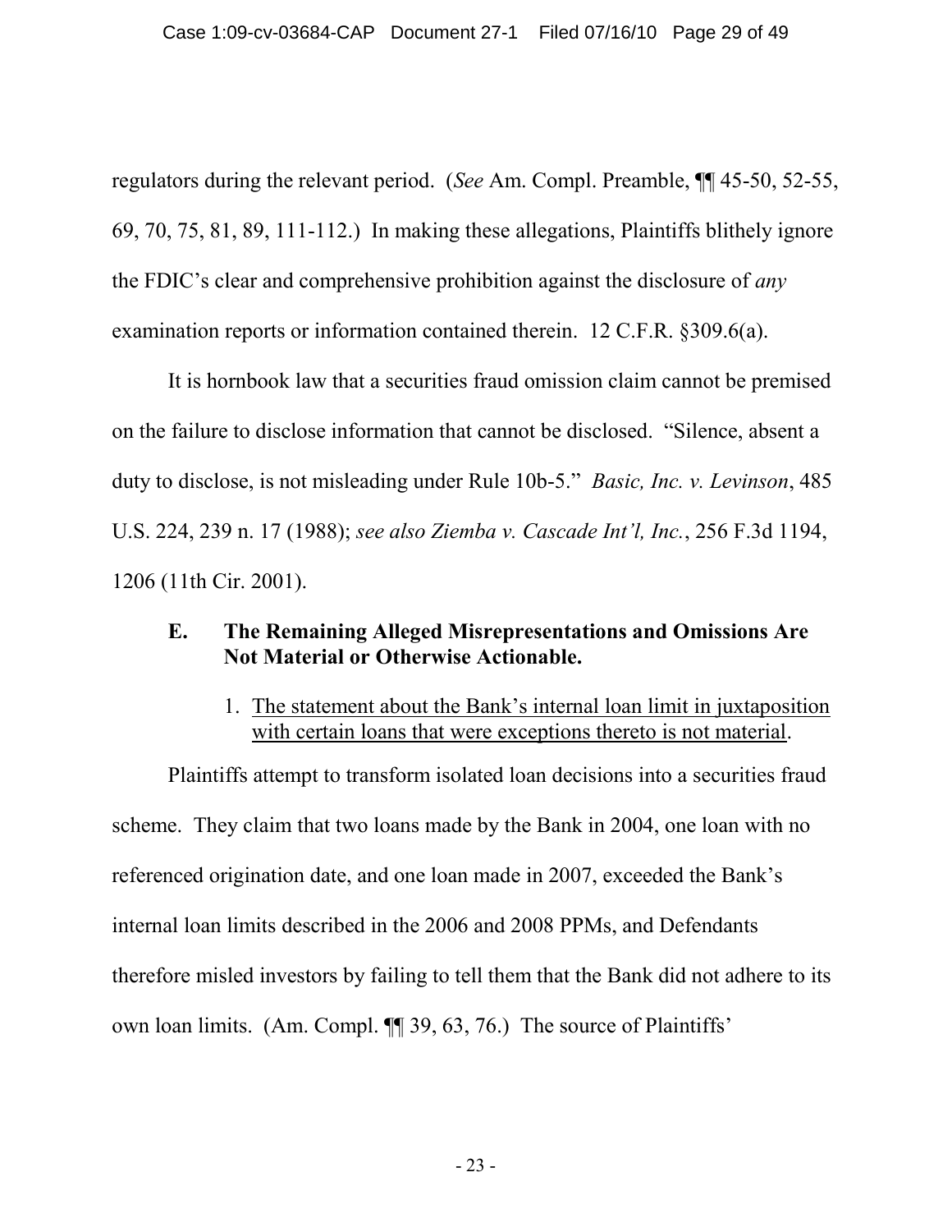regulators during the relevant period. (*See* Am. Compl. Preamble, ¶¶ 45-50, 52-55, 69, 70, 75, 81, 89, 111-112.) In making these allegations, Plaintiffs blithely ignore the FDIC's clear and comprehensive prohibition against the disclosure of *any* examination reports or information contained therein. 12 C.F.R. §309.6(a).

It is hornbook law that a securities fraud omission claim cannot be premised on the failure to disclose information that cannot be disclosed. "Silence, absent a duty to disclose, is not misleading under Rule 10b-5." *Basic, Inc. v. Levinson*, 485 U.S. 224, 239 n. 17 (1988); *see also Ziemba v. Cascade Int'l, Inc.*, 256 F.3d 1194, 1206 (11th Cir. 2001).

### E. The Remaining Alleged Misrepresentations and Omissions Are Not Material or Otherwise Actionable.

1. <u>The statement about the Bank's internal loan limit in juxtaposition with certain loans that were exceptions thereto is not material</u>.

Plaintiffs attempt to transform isolated loan decisions into a securities fraud scheme. They claim that two loans made by the Bank in 2004, one loan with no referenced origination date, and one loan made in 2007, exceeded the Bank's internal loan limits described in the 2006 and 2008 PPMs, and Defendants therefore misled investors by failing to tell them that the Bank did not adhere to its own loan limits. (Am. Compl. ¶¶ 39, 63, 76.) The source of Plaintiffs'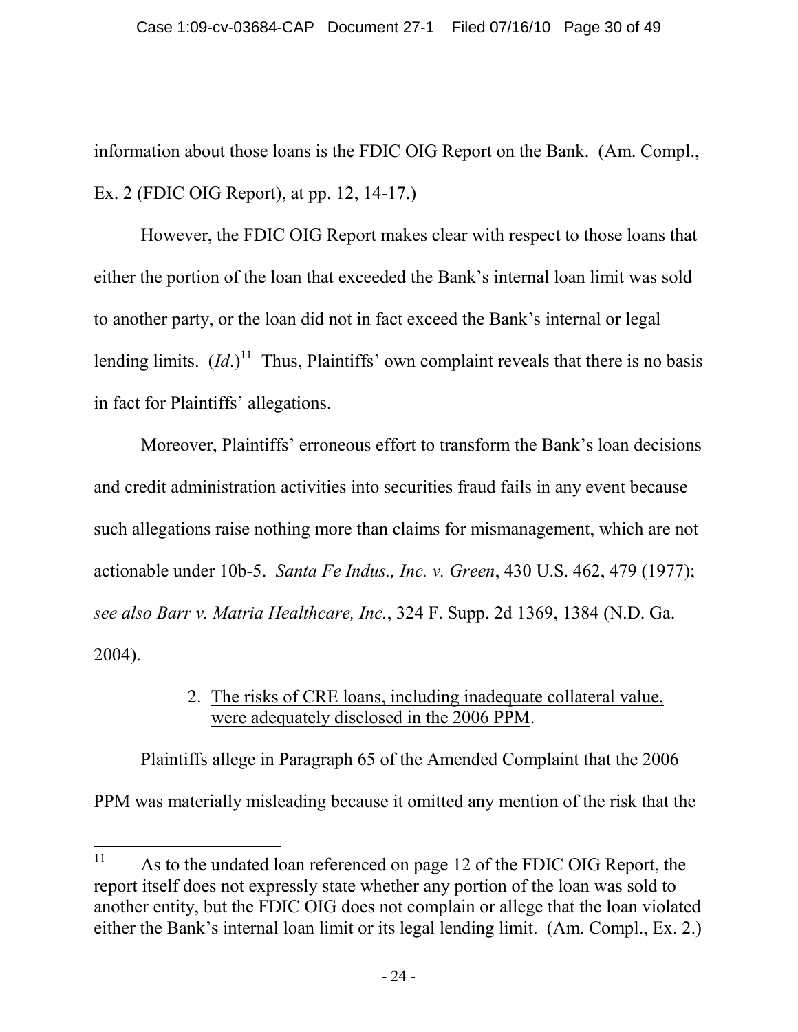information about those loans is the FDIC OIG Report on the Bank. (Am. Compl., Ex. 2 (FDIC OIG Report), at pp. 12, 14-17.)

However, the FDIC OIG Report makes clear with respect to those loans that either the portion of the loan that exceeded the Bank's internal loan limit was sold to another party, or the loan did not in fact exceed the Bank's internal or legal lending limits. (*Id*.)[11] Thus, Plaintiffs' own complaint reveals that there is no basis in fact for Plaintiffs' allegations.

Moreover, Plaintiffs' erroneous effort to transform the Bank's loan decisions and credit administration activities into securities fraud fails in any event because such allegations raise nothing more than claims for mismanagement, which are not actionable under 10b-5. *Santa Fe Indus., Inc. v. Green*, 430 U.S. 462, 479 (1977); *see also Barr v. Matria Healthcare, Inc.*, 324 F. Supp. 2d 1369, 1384 (N.D. Ga. 2004).

2. <u>The risks of CRE loans, including inadequate collateral value, were adequately disclosed in the 2006 PPM</u>.

Plaintiffs allege in Paragraph 65 of the Amended Complaint that the 2006 PPM was materially misleading because it omitted any mention of the risk that the

---

[11] As to the undated loan referenced on page 12 of the FDIC OIG Report, the report itself does not expressly state whether any portion of the loan was sold to another entity, but the FDIC OIG does not complain or allege that the loan violated either the Bank's internal loan limit or its legal lending limit. (Am. Compl., Ex. 2.)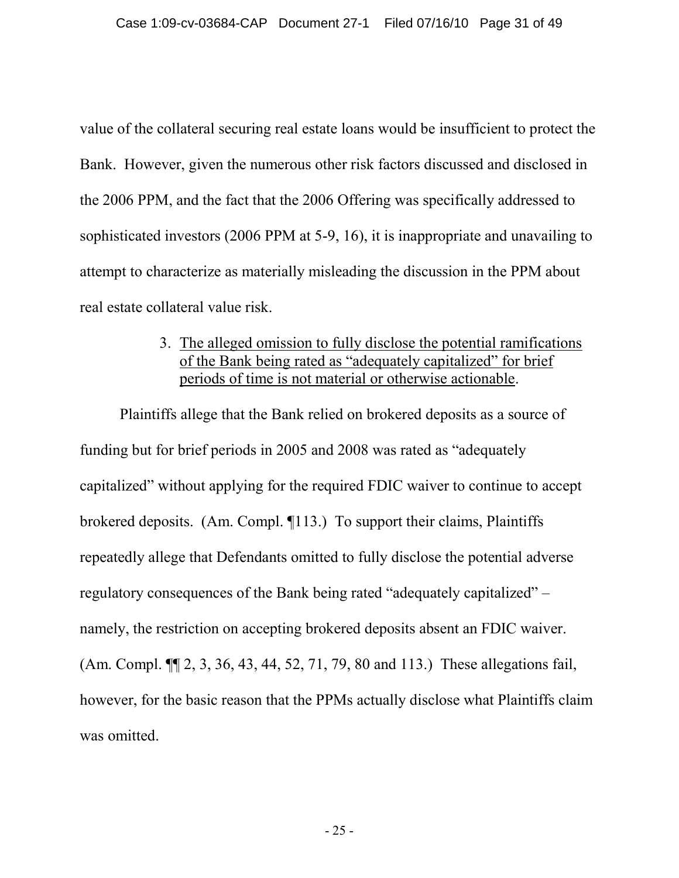value of the collateral securing real estate loans would be insufficient to protect the Bank. However, given the numerous other risk factors discussed and disclosed in the 2006 PPM, and the fact that the 2006 Offering was specifically addressed to sophisticated investors (2006 PPM at 5-9, 16), it is inappropriate and unavailing to attempt to characterize as materially misleading the discussion in the PPM about real estate collateral value risk.

3. <u>The alleged omission to fully disclose the potential ramifications of the Bank being rated as "adequately capitalized" for brief periods of time is not material or otherwise actionable</u>.

Plaintiffs allege that the Bank relied on brokered deposits as a source of funding but for brief periods in 2005 and 2008 was rated as "adequately capitalized" without applying for the required FDIC waiver to continue to accept brokered deposits. (Am. Compl. ¶113.) To support their claims, Plaintiffs repeatedly allege that Defendants omitted to fully disclose the potential adverse regulatory consequences of the Bank being rated "adequately capitalized" – namely, the restriction on accepting brokered deposits absent an FDIC waiver. (Am. Compl. ¶¶ 2, 3, 36, 43, 44, 52, 71, 79, 80 and 113.) These allegations fail, however, for the basic reason that the PPMs actually disclose what Plaintiffs claim was omitted.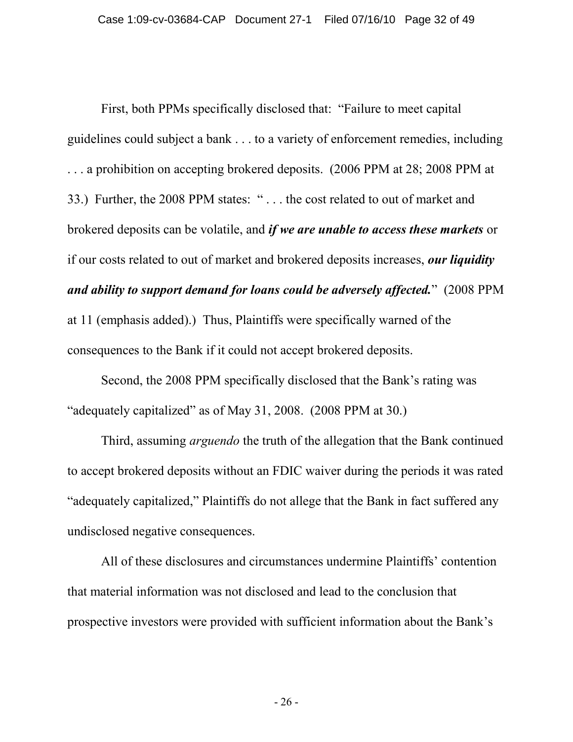First, both PPMs specifically disclosed that: "Failure to meet capital guidelines could subject a bank . . . to a variety of enforcement remedies, including . . . a prohibition on accepting brokered deposits. (2006 PPM at 28; 2008 PPM at 33.) Further, the 2008 PPM states: " . . . the cost related to out of market and brokered deposits can be volatile, and ***if we are unable to access these markets*** or if our costs related to out of market and brokered deposits increases, ***our liquidity and ability to support demand for loans could be adversely affected.***" (2008 PPM at 11 (emphasis added).) Thus, Plaintiffs were specifically warned of the consequences to the Bank if it could not accept brokered deposits.

Second, the 2008 PPM specifically disclosed that the Bank's rating was "adequately capitalized" as of May 31, 2008. (2008 PPM at 30.)

Third, assuming *arguendo* the truth of the allegation that the Bank continued to accept brokered deposits without an FDIC waiver during the periods it was rated "adequately capitalized," Plaintiffs do not allege that the Bank in fact suffered any undisclosed negative consequences.

All of these disclosures and circumstances undermine Plaintiffs' contention that material information was not disclosed and lead to the conclusion that prospective investors were provided with sufficient information about the Bank's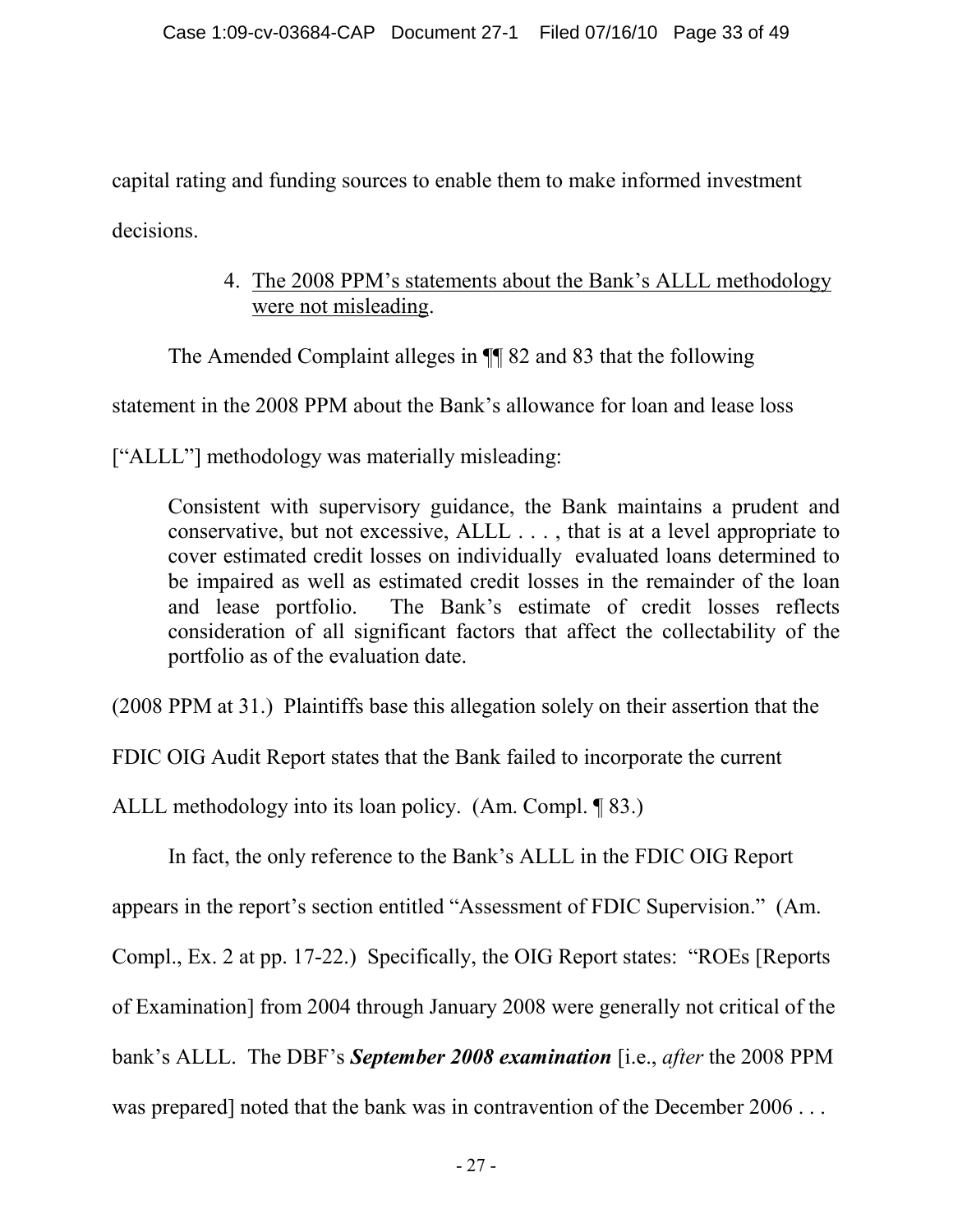capital rating and funding sources to enable them to make informed investment decisions.

4. The 2008 PPM's statements about the Bank's ALLL methodology were not misleading.

The Amended Complaint alleges in ¶¶ 82 and 83 that the following statement in the 2008 PPM about the Bank's allowance for loan and lease loss ["ALLL"] methodology was materially misleading:

> Consistent with supervisory guidance, the Bank maintains a prudent and conservative, but not excessive, ALLL . . . , that is at a level appropriate to cover estimated credit losses on individually evaluated loans determined to be impaired as well as estimated credit losses in the remainder of the loan and lease portfolio. The Bank's estimate of credit losses reflects consideration of all significant factors that affect the collectability of the portfolio as of the evaluation date.

(2008 PPM at 31.) Plaintiffs base this allegation solely on their assertion that the FDIC OIG Audit Report states that the Bank failed to incorporate the current ALLL methodology into its loan policy. (Am. Compl. ¶ 83.)

In fact, the only reference to the Bank's ALLL in the FDIC OIG Report appears in the report's section entitled "Assessment of FDIC Supervision." (Am. Compl., Ex. 2 at pp. 17-22.) Specifically, the OIG Report states: "ROEs [Reports of Examination] from 2004 through January 2008 were generally not critical of the bank's ALLL. The DBF's ***September 2008 examination*** [i.e., *after* the 2008 PPM was prepared] noted that the bank was in contravention of the December 2006 . . .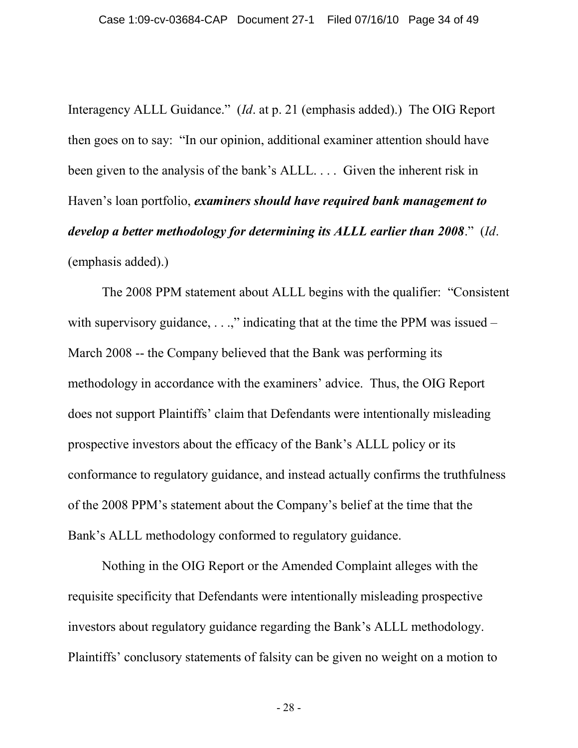Interagency ALLL Guidance." (*Id*. at p. 21 (emphasis added).) The OIG Report then goes on to say: "In our opinion, additional examiner attention should have been given to the analysis of the bank's ALLL. . . . Given the inherent risk in Haven's loan portfolio, ***examiners should have required bank management to develop a better methodology for determining its ALLL earlier than 2008***." (*Id*. (emphasis added).)

The 2008 PPM statement about ALLL begins with the qualifier: "Consistent with supervisory guidance, . . .," indicating that at the time the PPM was issued – March 2008 -- the Company believed that the Bank was performing its methodology in accordance with the examiners' advice. Thus, the OIG Report does not support Plaintiffs' claim that Defendants were intentionally misleading prospective investors about the efficacy of the Bank's ALLL policy or its conformance to regulatory guidance, and instead actually confirms the truthfulness of the 2008 PPM's statement about the Company's belief at the time that the Bank's ALLL methodology conformed to regulatory guidance.

Nothing in the OIG Report or the Amended Complaint alleges with the requisite specificity that Defendants were intentionally misleading prospective investors about regulatory guidance regarding the Bank's ALLL methodology. Plaintiffs' conclusory statements of falsity can be given no weight on a motion to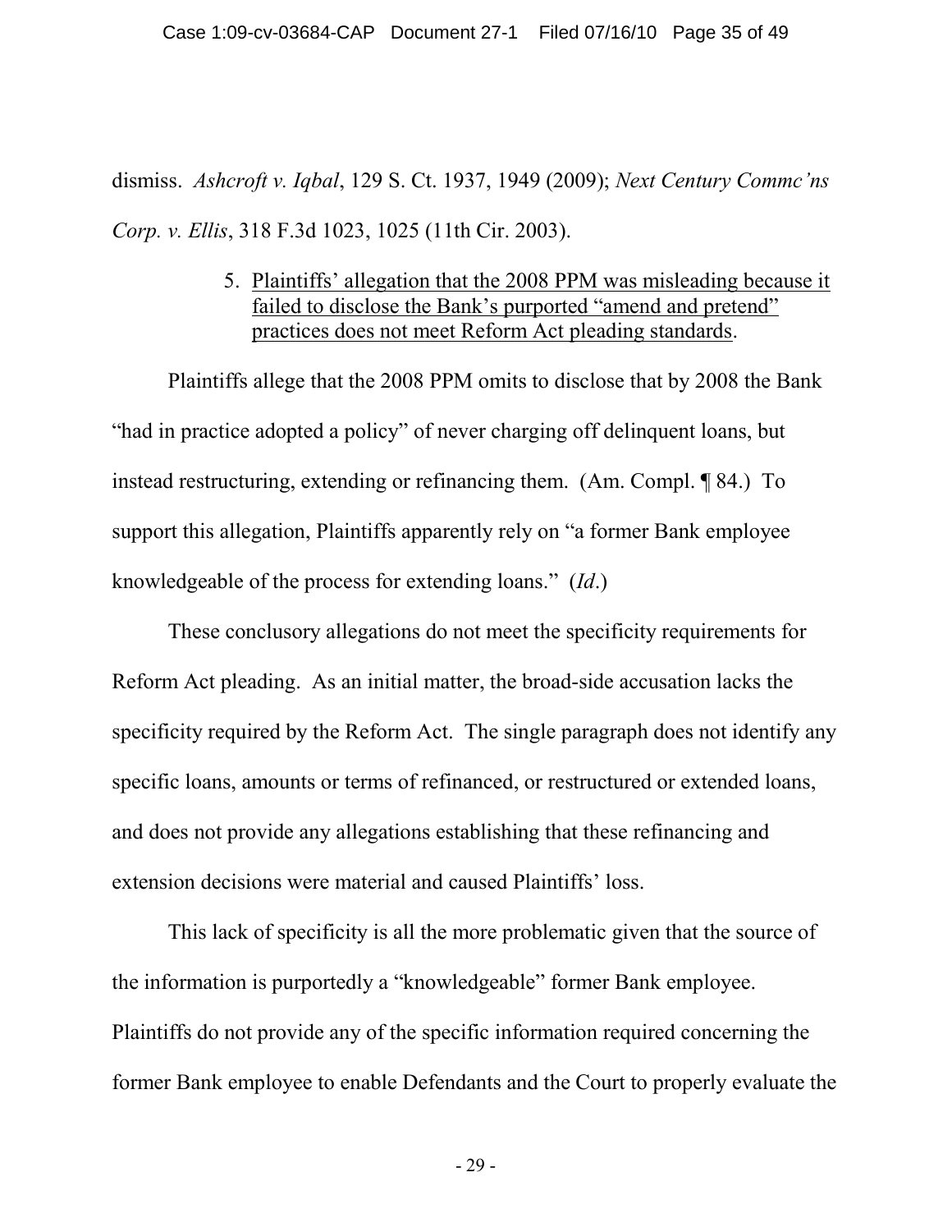dismiss. *Ashcroft v. Iqbal*, 129 S. Ct. 1937, 1949 (2009); *Next Century Commc'ns Corp. v. Ellis*, 318 F.3d 1023, 1025 (11th Cir. 2003).

5. Plaintiffs' allegation that the 2008 PPM was misleading because it failed to disclose the Bank's purported "amend and pretend" practices does not meet Reform Act pleading standards.

Plaintiffs allege that the 2008 PPM omits to disclose that by 2008 the Bank "had in practice adopted a policy" of never charging off delinquent loans, but instead restructuring, extending or refinancing them. (Am. Compl. ¶ 84.) To support this allegation, Plaintiffs apparently rely on "a former Bank employee knowledgeable of the process for extending loans." (*Id*.)

These conclusory allegations do not meet the specificity requirements for Reform Act pleading. As an initial matter, the broad-side accusation lacks the specificity required by the Reform Act. The single paragraph does not identify any specific loans, amounts or terms of refinanced, or restructured or extended loans, and does not provide any allegations establishing that these refinancing and extension decisions were material and caused Plaintiffs' loss.

This lack of specificity is all the more problematic given that the source of the information is purportedly a "knowledgeable" former Bank employee. Plaintiffs do not provide any of the specific information required concerning the former Bank employee to enable Defendants and the Court to properly evaluate the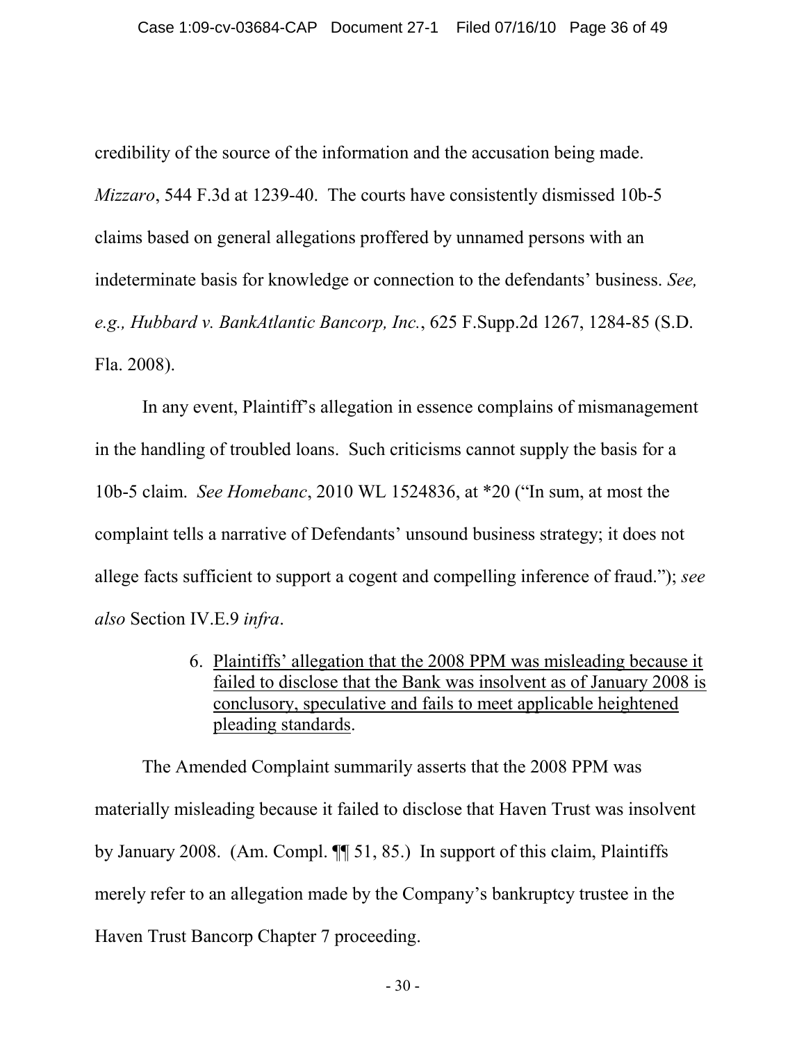credibility of the source of the information and the accusation being made. *Mizzaro*, 544 F.3d at 1239-40. The courts have consistently dismissed 10b-5 claims based on general allegations proffered by unnamed persons with an indeterminate basis for knowledge or connection to the defendants' business. *See, e.g., Hubbard v. BankAtlantic Bancorp, Inc.*, 625 F.Supp.2d 1267, 1284-85 (S.D. Fla. 2008).

In any event, Plaintiff's allegation in essence complains of mismanagement in the handling of troubled loans. Such criticisms cannot supply the basis for a 10b-5 claim. *See Homebanc*, 2010 WL 1524836, at *20 ("In sum, at most the complaint tells a narrative of Defendants' unsound business strategy; it does not allege facts sufficient to support a cogent and compelling inference of fraud."); *see also* Section IV.E.9 *infra*.

6. <u>Plaintiffs' allegation that the 2008 PPM was misleading because it failed to disclose that the Bank was insolvent as of January 2008 is conclusory, speculative and fails to meet applicable heightened pleading standards</u>.

The Amended Complaint summarily asserts that the 2008 PPM was materially misleading because it failed to disclose that Haven Trust was insolvent by January 2008. (Am. Compl. ¶¶ 51, 85.) In support of this claim, Plaintiffs merely refer to an allegation made by the Company's bankruptcy trustee in the Haven Trust Bancorp Chapter 7 proceeding.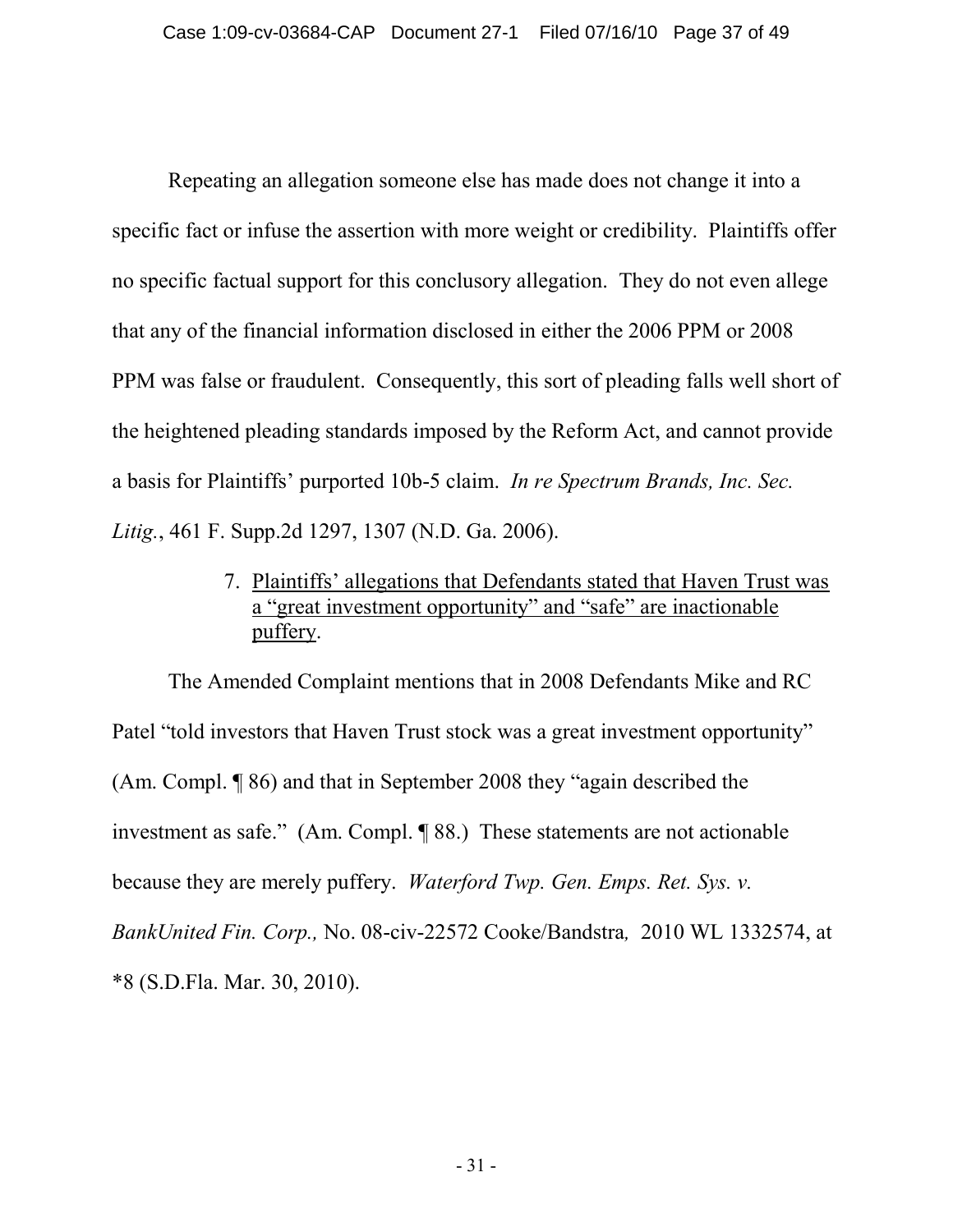Repeating an allegation someone else has made does not change it into a specific fact or infuse the assertion with more weight or credibility. Plaintiffs offer no specific factual support for this conclusory allegation. They do not even allege that any of the financial information disclosed in either the 2006 PPM or 2008 PPM was false or fraudulent. Consequently, this sort of pleading falls well short of the heightened pleading standards imposed by the Reform Act, and cannot provide a basis for Plaintiffs' purported 10b-5 claim. *In re Spectrum Brands, Inc. Sec. Litig.*, 461 F. Supp.2d 1297, 1307 (N.D. Ga. 2006).

7. <u>Plaintiffs' allegations that Defendants stated that Haven Trust was a "great investment opportunity" and "safe" are inactionable puffery</u>.

The Amended Complaint mentions that in 2008 Defendants Mike and RC Patel "told investors that Haven Trust stock was a great investment opportunity" (Am. Compl. ¶ 86) and that in September 2008 they "again described the investment as safe." (Am. Compl. ¶ 88.) These statements are not actionable because they are merely puffery. *Waterford Twp. Gen. Emps. Ret. Sys. v. BankUnited Fin. Corp.,* No. 08-civ-22572 Cooke/Bandstra*,* 2010 WL 1332574, at *8 (S.D.Fla. Mar. 30, 2010).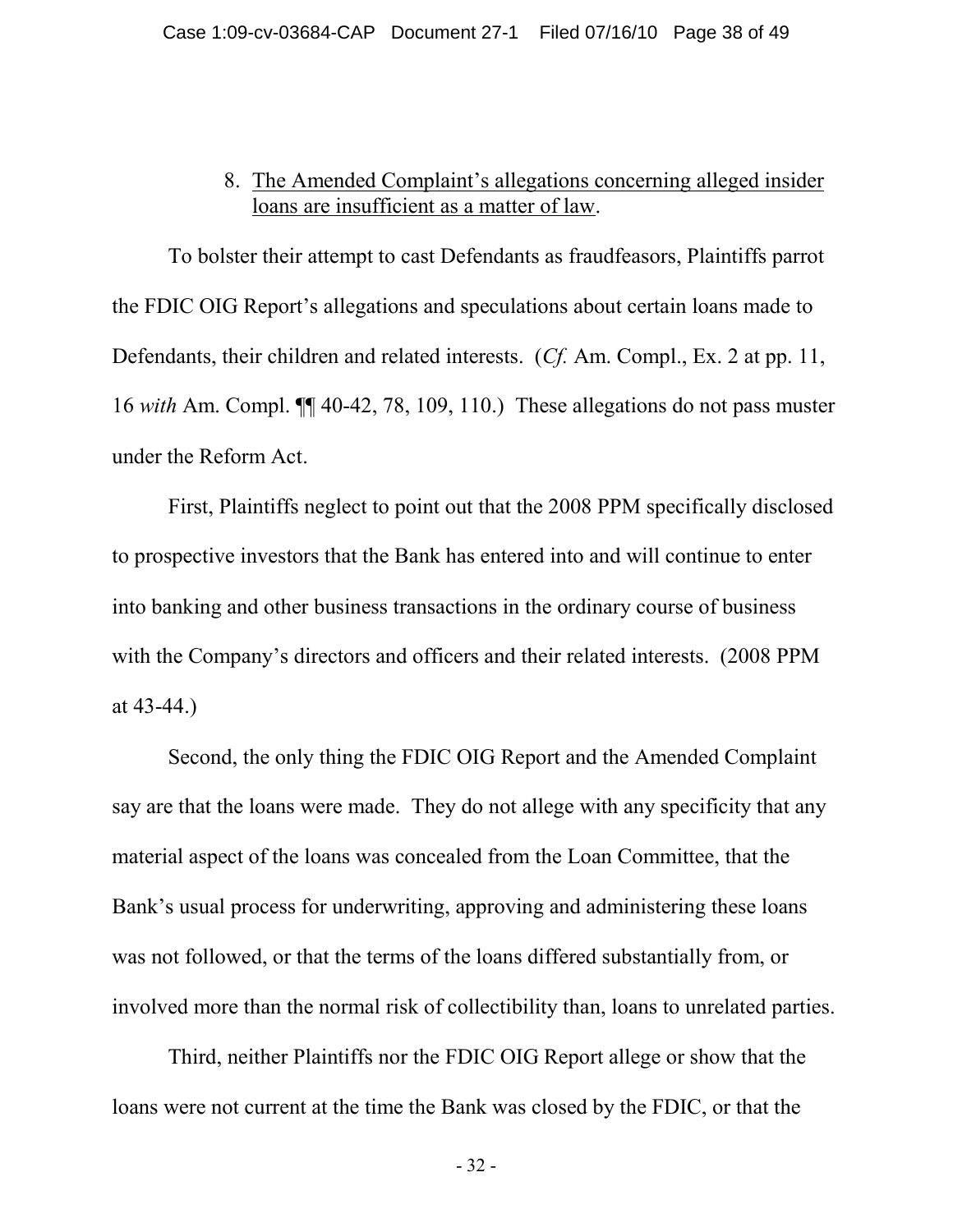8. <u>The Amended Complaint's allegations concerning alleged insider loans are insufficient as a matter of law</u>.

To bolster their attempt to cast Defendants as fraudfeasors, Plaintiffs parrot the FDIC OIG Report's allegations and speculations about certain loans made to Defendants, their children and related interests. (*Cf.* Am. Compl., Ex. 2 at pp. 11, 16 *with* Am. Compl. ¶¶ 40-42, 78, 109, 110.) These allegations do not pass muster under the Reform Act.

First, Plaintiffs neglect to point out that the 2008 PPM specifically disclosed to prospective investors that the Bank has entered into and will continue to enter into banking and other business transactions in the ordinary course of business with the Company's directors and officers and their related interests. (2008 PPM at 43-44.)

Second, the only thing the FDIC OIG Report and the Amended Complaint say are that the loans were made. They do not allege with any specificity that any material aspect of the loans was concealed from the Loan Committee, that the Bank's usual process for underwriting, approving and administering these loans was not followed, or that the terms of the loans differed substantially from, or involved more than the normal risk of collectibility than, loans to unrelated parties.

Third, neither Plaintiffs nor the FDIC OIG Report allege or show that the loans were not current at the time the Bank was closed by the FDIC, or that the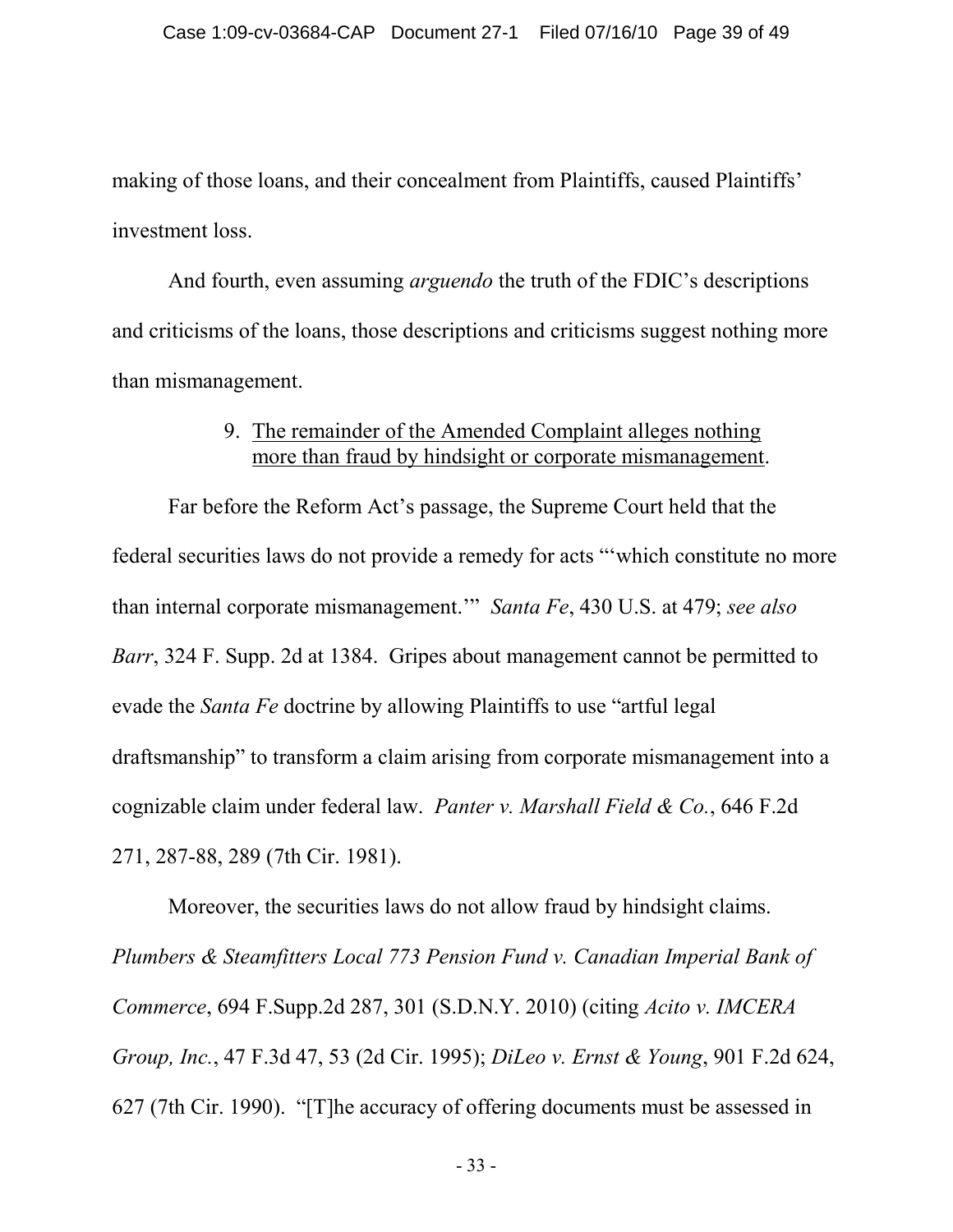making of those loans, and their concealment from Plaintiffs, caused Plaintiffs' investment loss.

And fourth, even assuming *arguendo* the truth of the FDIC's descriptions and criticisms of the loans, those descriptions and criticisms suggest nothing more than mismanagement.

9. <u>The remainder of the Amended Complaint alleges nothing more than fraud by hindsight or corporate mismanagement</u>.

Far before the Reform Act's passage, the Supreme Court held that the federal securities laws do not provide a remedy for acts "'which constitute no more than internal corporate mismanagement.'" *Santa Fe*, 430 U.S. at 479; *see also Barr*, 324 F. Supp. 2d at 1384. Gripes about management cannot be permitted to evade the *Santa Fe* doctrine by allowing Plaintiffs to use "artful legal draftsmanship" to transform a claim arising from corporate mismanagement into a cognizable claim under federal law. *Panter v. Marshall Field & Co.*, 646 F.2d 271, 287-88, 289 (7th Cir. 1981).

Moreover, the securities laws do not allow fraud by hindsight claims. *Plumbers & Steamfitters Local 773 Pension Fund v. Canadian Imperial Bank of Commerce*, 694 F.Supp.2d 287, 301 (S.D.N.Y. 2010) (citing *Acito v. IMCERA Group, Inc.*, 47 F.3d 47, 53 (2d Cir. 1995); *DiLeo v. Ernst & Young*, 901 F.2d 624, 627 (7th Cir. 1990). "[T]he accuracy of offering documents must be assessed in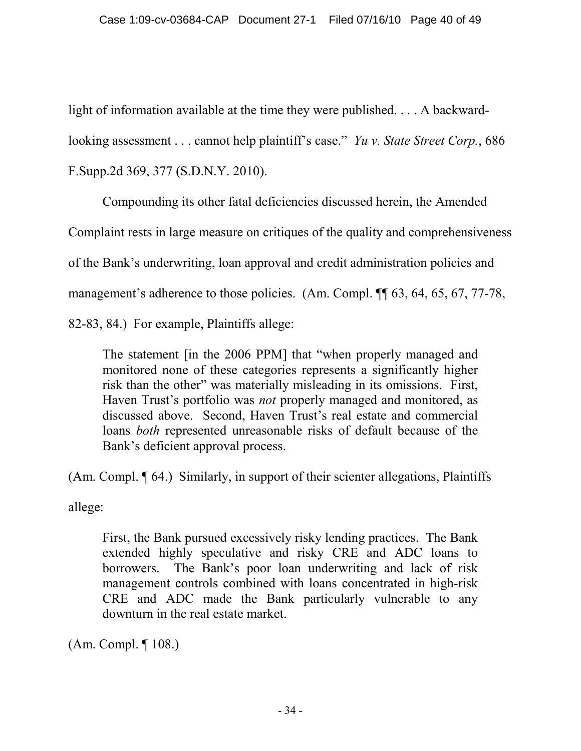light of information available at the time they were published. . . . A backward-looking assessment . . . cannot help plaintiff's case." *Yu v. State Street Corp.*, 686 F.Supp.2d 369, 377 (S.D.N.Y. 2010).

Compounding its other fatal deficiencies discussed herein, the Amended Complaint rests in large measure on critiques of the quality and comprehensiveness of the Bank's underwriting, loan approval and credit administration policies and management's adherence to those policies. (Am. Compl. ¶¶ 63, 64, 65, 67, 77-78, 82-83, 84.) For example, Plaintiffs allege:

> The statement [in the 2006 PPM] that "when properly managed and monitored none of these categories represents a significantly higher risk than the other" was materially misleading in its omissions. First, Haven Trust's portfolio was *not* properly managed and monitored, as discussed above. Second, Haven Trust's real estate and commercial loans *both* represented unreasonable risks of default because of the Bank's deficient approval process.

(Am. Compl. ¶ 64.) Similarly, in support of their scienter allegations, Plaintiffs allege:

> First, the Bank pursued excessively risky lending practices. The Bank extended highly speculative and risky CRE and ADC loans to borrowers. The Bank's poor loan underwriting and lack of risk management controls combined with loans concentrated in high-risk CRE and ADC made the Bank particularly vulnerable to any downturn in the real estate market.

(Am. Compl. ¶ 108.)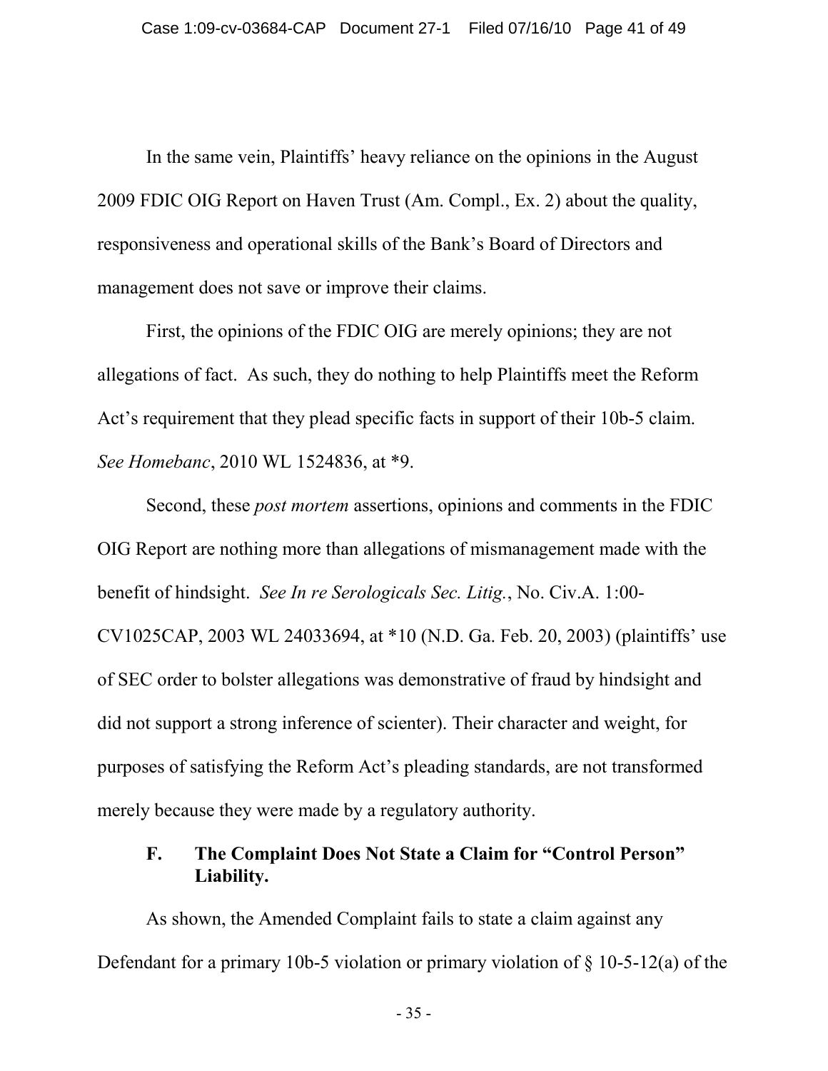In the same vein, Plaintiffs' heavy reliance on the opinions in the August 2009 FDIC OIG Report on Haven Trust (Am. Compl., Ex. 2) about the quality, responsiveness and operational skills of the Bank's Board of Directors and management does not save or improve their claims.

First, the opinions of the FDIC OIG are merely opinions; they are not allegations of fact. As such, they do nothing to help Plaintiffs meet the Reform Act's requirement that they plead specific facts in support of their 10b-5 claim. *See Homebanc*, 2010 WL 1524836, at *9.

Second, these *post mortem* assertions, opinions and comments in the FDIC OIG Report are nothing more than allegations of mismanagement made with the benefit of hindsight. *See In re Serologicals Sec. Litig.*, No. Civ.A. 1:00-CV1025CAP, 2003 WL 24033694, at *10 (N.D. Ga. Feb. 20, 2003) (plaintiffs' use of SEC order to bolster allegations was demonstrative of fraud by hindsight and did not support a strong inference of scienter). Their character and weight, for purposes of satisfying the Reform Act's pleading standards, are not transformed merely because they were made by a regulatory authority.

### F. The Complaint Does Not State a Claim for "Control Person" Liability.

As shown, the Amended Complaint fails to state a claim against any Defendant for a primary 10b-5 violation or primary violation of § 10-5-12(a) of the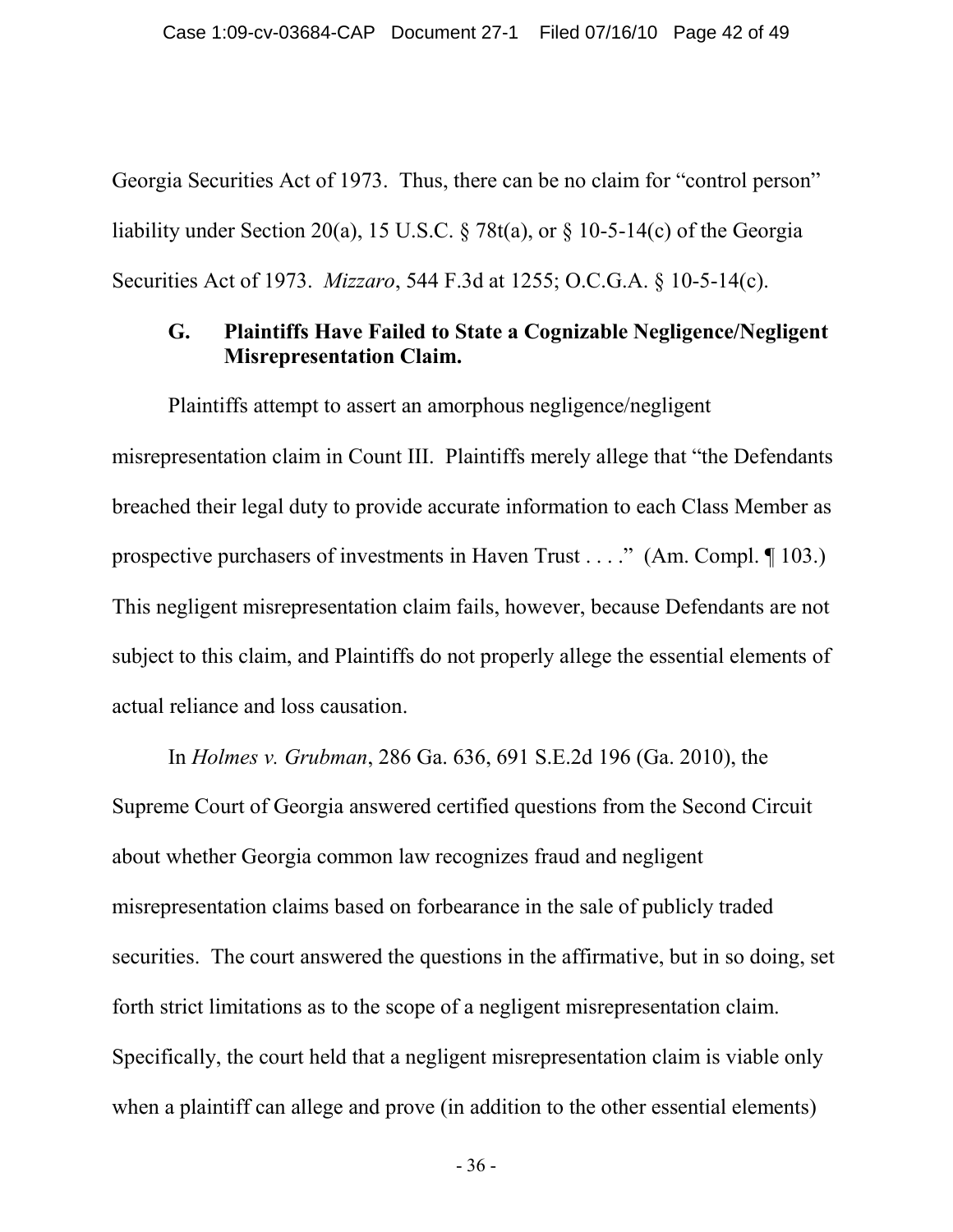Georgia Securities Act of 1973. Thus, there can be no claim for "control person" liability under Section 20(a), 15 U.S.C. § 78t(a), or § 10-5-14(c) of the Georgia Securities Act of 1973. *Mizzaro*, 544 F.3d at 1255; O.C.G.A. § 10-5-14(c).

### G. Plaintiffs Have Failed to State a Cognizable Negligence/Negligent Misrepresentation Claim.

Plaintiffs attempt to assert an amorphous negligence/negligent misrepresentation claim in Count III. Plaintiffs merely allege that "the Defendants breached their legal duty to provide accurate information to each Class Member as prospective purchasers of investments in Haven Trust . . . ." (Am. Compl. ¶ 103.) This negligent misrepresentation claim fails, however, because Defendants are not subject to this claim, and Plaintiffs do not properly allege the essential elements of actual reliance and loss causation.

In *Holmes v. Grubman*, 286 Ga. 636, 691 S.E.2d 196 (Ga. 2010), the Supreme Court of Georgia answered certified questions from the Second Circuit about whether Georgia common law recognizes fraud and negligent misrepresentation claims based on forbearance in the sale of publicly traded securities. The court answered the questions in the affirmative, but in so doing, set forth strict limitations as to the scope of a negligent misrepresentation claim. Specifically, the court held that a negligent misrepresentation claim is viable only when a plaintiff can allege and prove (in addition to the other essential elements)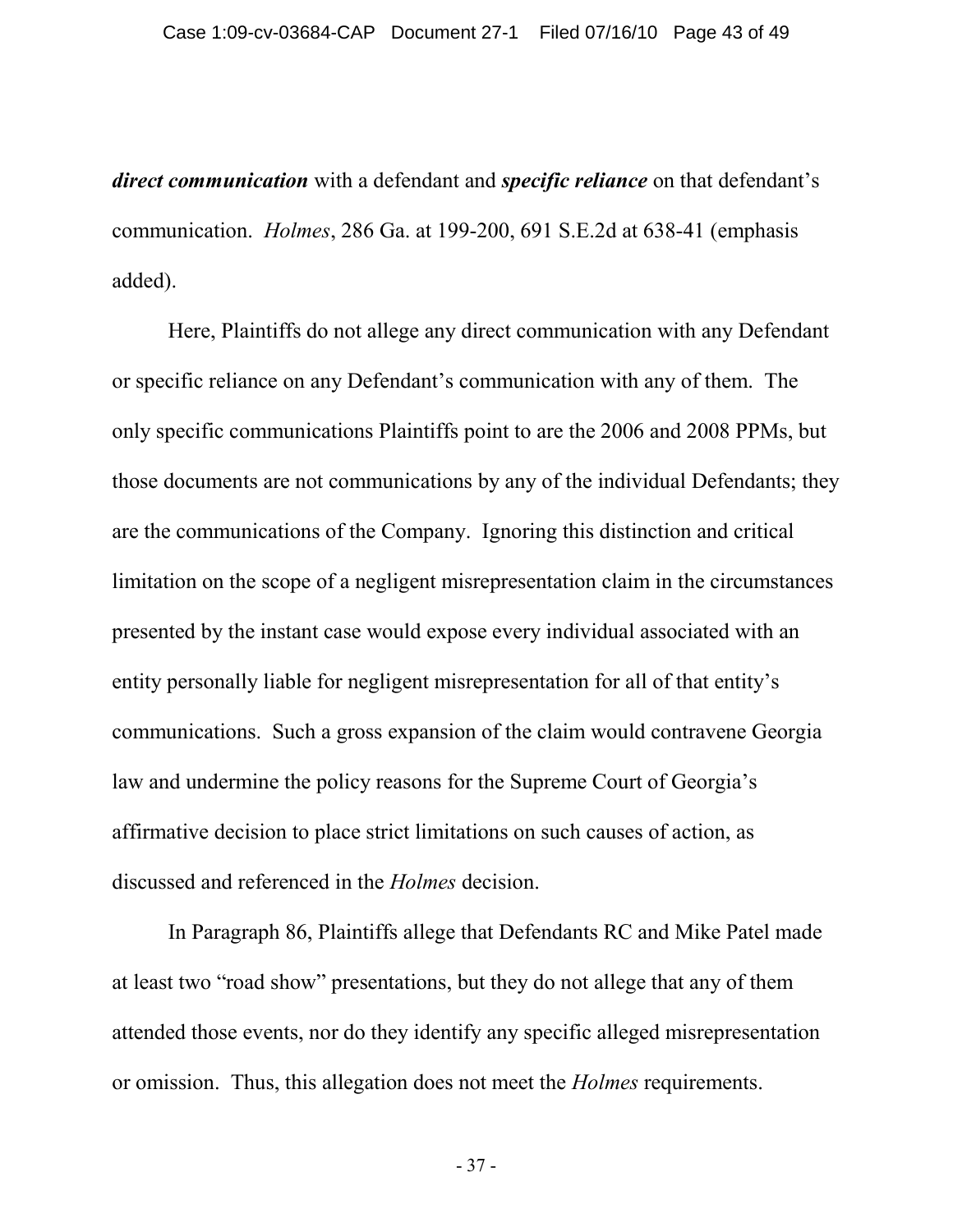***direct communication*** with a defendant and ***specific reliance*** on that defendant's communication. *Holmes*, 286 Ga. at 199-200, 691 S.E.2d at 638-41 (emphasis added).

Here, Plaintiffs do not allege any direct communication with any Defendant or specific reliance on any Defendant's communication with any of them. The only specific communications Plaintiffs point to are the 2006 and 2008 PPMs, but those documents are not communications by any of the individual Defendants; they are the communications of the Company. Ignoring this distinction and critical limitation on the scope of a negligent misrepresentation claim in the circumstances presented by the instant case would expose every individual associated with an entity personally liable for negligent misrepresentation for all of that entity's communications. Such a gross expansion of the claim would contravene Georgia law and undermine the policy reasons for the Supreme Court of Georgia's affirmative decision to place strict limitations on such causes of action, as discussed and referenced in the *Holmes* decision.

In Paragraph 86, Plaintiffs allege that Defendants RC and Mike Patel made at least two "road show" presentations, but they do not allege that any of them attended those events, nor do they identify any specific alleged misrepresentation or omission. Thus, this allegation does not meet the *Holmes* requirements.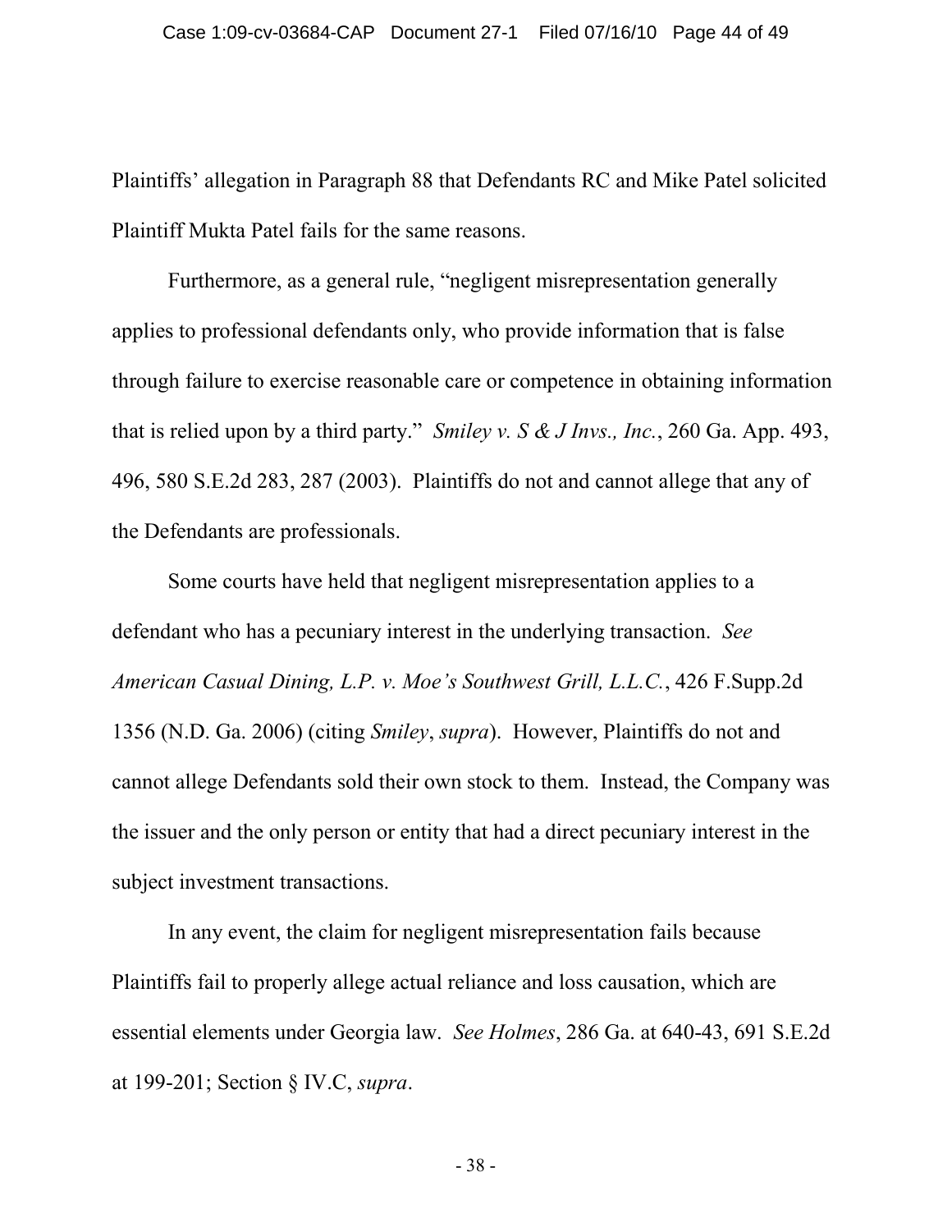Plaintiffs' allegation in Paragraph 88 that Defendants RC and Mike Patel solicited Plaintiff Mukta Patel fails for the same reasons.

Furthermore, as a general rule, "negligent misrepresentation generally applies to professional defendants only, who provide information that is false through failure to exercise reasonable care or competence in obtaining information that is relied upon by a third party." *Smiley v. S & J Invs., Inc.*, 260 Ga. App. 493, 496, 580 S.E.2d 283, 287 (2003). Plaintiffs do not and cannot allege that any of the Defendants are professionals.

Some courts have held that negligent misrepresentation applies to a defendant who has a pecuniary interest in the underlying transaction. *See American Casual Dining, L.P. v. Moe's Southwest Grill, L.L.C.*, 426 F.Supp.2d 1356 (N.D. Ga. 2006) (citing *Smiley*, *supra*). However, Plaintiffs do not and cannot allege Defendants sold their own stock to them. Instead, the Company was the issuer and the only person or entity that had a direct pecuniary interest in the subject investment transactions.

In any event, the claim for negligent misrepresentation fails because Plaintiffs fail to properly allege actual reliance and loss causation, which are essential elements under Georgia law. *See Holmes*, 286 Ga. at 640-43, 691 S.E.2d at 199-201; Section § IV.C, *supra*.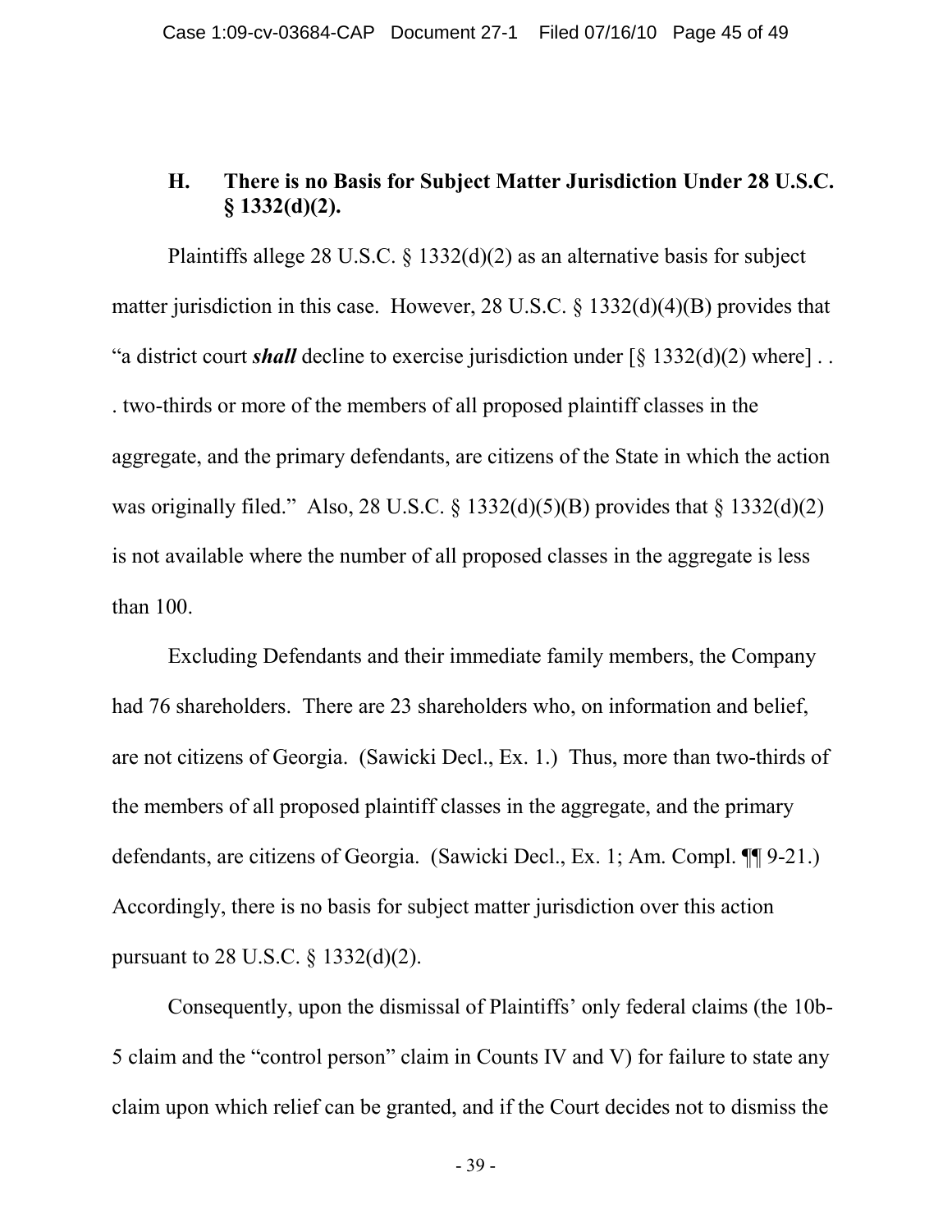### H. There is no Basis for Subject Matter Jurisdiction Under 28 U.S.C. § 1332(d)(2).

Plaintiffs allege 28 U.S.C. § 1332(d)(2) as an alternative basis for subject matter jurisdiction in this case. However, 28 U.S.C. § 1332(d)(4)(B) provides that "a district court ***shall*** decline to exercise jurisdiction under [§ 1332(d)(2) where] . . . two-thirds or more of the members of all proposed plaintiff classes in the aggregate, and the primary defendants, are citizens of the State in which the action was originally filed." Also, 28 U.S.C. § 1332(d)(5)(B) provides that § 1332(d)(2) is not available where the number of all proposed classes in the aggregate is less than 100.

Excluding Defendants and their immediate family members, the Company had 76 shareholders. There are 23 shareholders who, on information and belief, are not citizens of Georgia. (Sawicki Decl., Ex. 1.) Thus, more than two-thirds of the members of all proposed plaintiff classes in the aggregate, and the primary defendants, are citizens of Georgia. (Sawicki Decl., Ex. 1; Am. Compl. ¶¶ 9-21.) Accordingly, there is no basis for subject matter jurisdiction over this action pursuant to 28 U.S.C. § 1332(d)(2).

Consequently, upon the dismissal of Plaintiffs' only federal claims (the 10b-5 claim and the "control person" claim in Counts IV and V) for failure to state any claim upon which relief can be granted, and if the Court decides not to dismiss the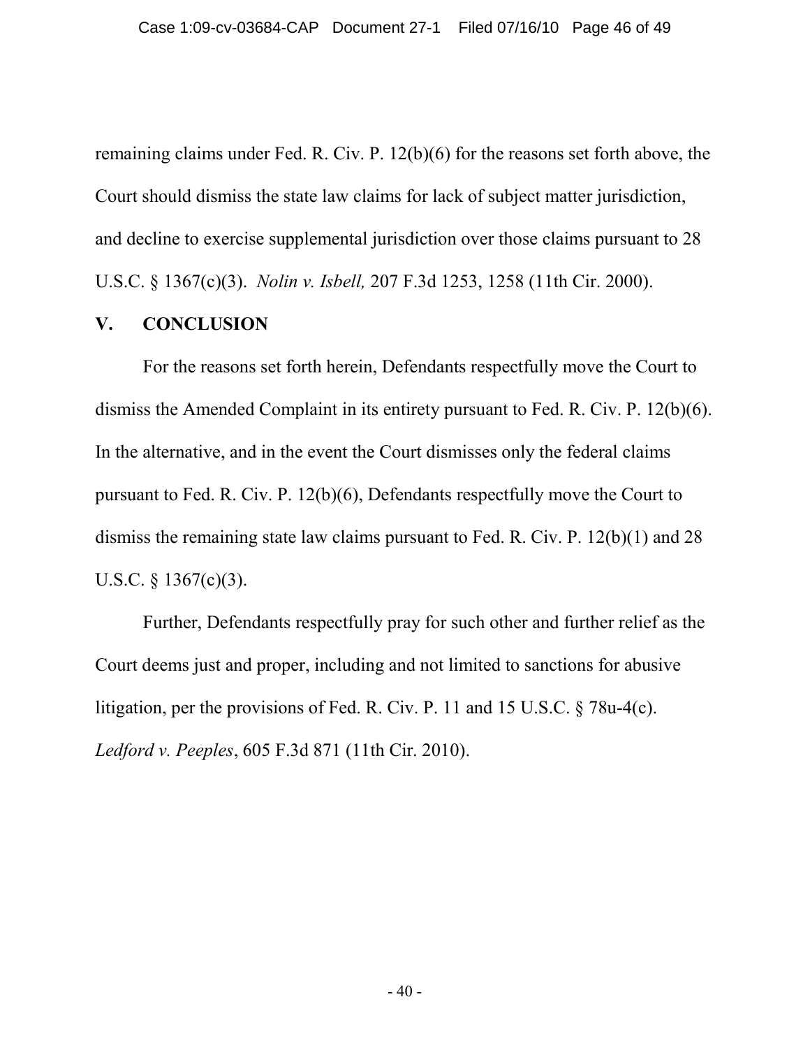remaining claims under Fed. R. Civ. P. 12(b)(6) for the reasons set forth above, the Court should dismiss the state law claims for lack of subject matter jurisdiction, and decline to exercise supplemental jurisdiction over those claims pursuant to 28 U.S.C. § 1367(c)(3). *Nolin v. Isbell,* 207 F.3d 1253, 1258 (11th Cir. 2000).

## V. CONCLUSION

For the reasons set forth herein, Defendants respectfully move the Court to dismiss the Amended Complaint in its entirety pursuant to Fed. R. Civ. P. 12(b)(6). In the alternative, and in the event the Court dismisses only the federal claims pursuant to Fed. R. Civ. P. 12(b)(6), Defendants respectfully move the Court to dismiss the remaining state law claims pursuant to Fed. R. Civ. P. 12(b)(1) and 28 U.S.C. § 1367(c)(3).

Further, Defendants respectfully pray for such other and further relief as the Court deems just and proper, including and not limited to sanctions for abusive litigation, per the provisions of Fed. R. Civ. P. 11 and 15 U.S.C. § 78u-4(c). *Ledford v. Peeples*, 605 F.3d 871 (11th Cir. 2010).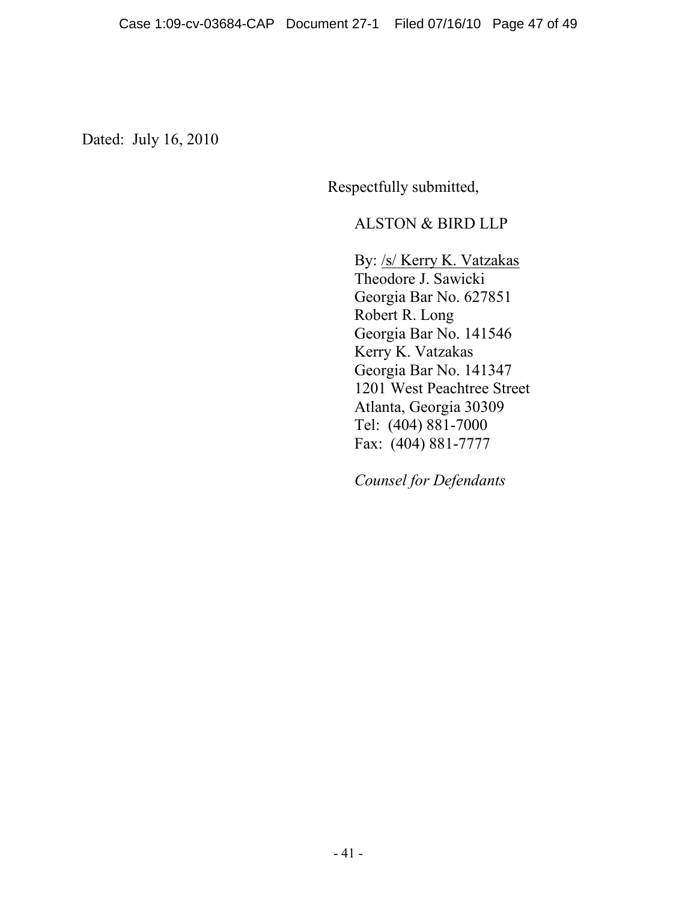Dated: July 16, 2010

Respectfully submitted,

ALSTON & BIRD LLP

By: /s/ Kerry K. Vatzakas
Theodore J. Sawicki
Georgia Bar No. 627851
Robert R. Long
Georgia Bar No. 141546
Kerry K. Vatzakas
Georgia Bar No. 141347
1201 West Peachtree Street
Atlanta, Georgia 30309
Tel: (404) 881-7000
Fax: (404) 881-7777

*Counsel for Defendants*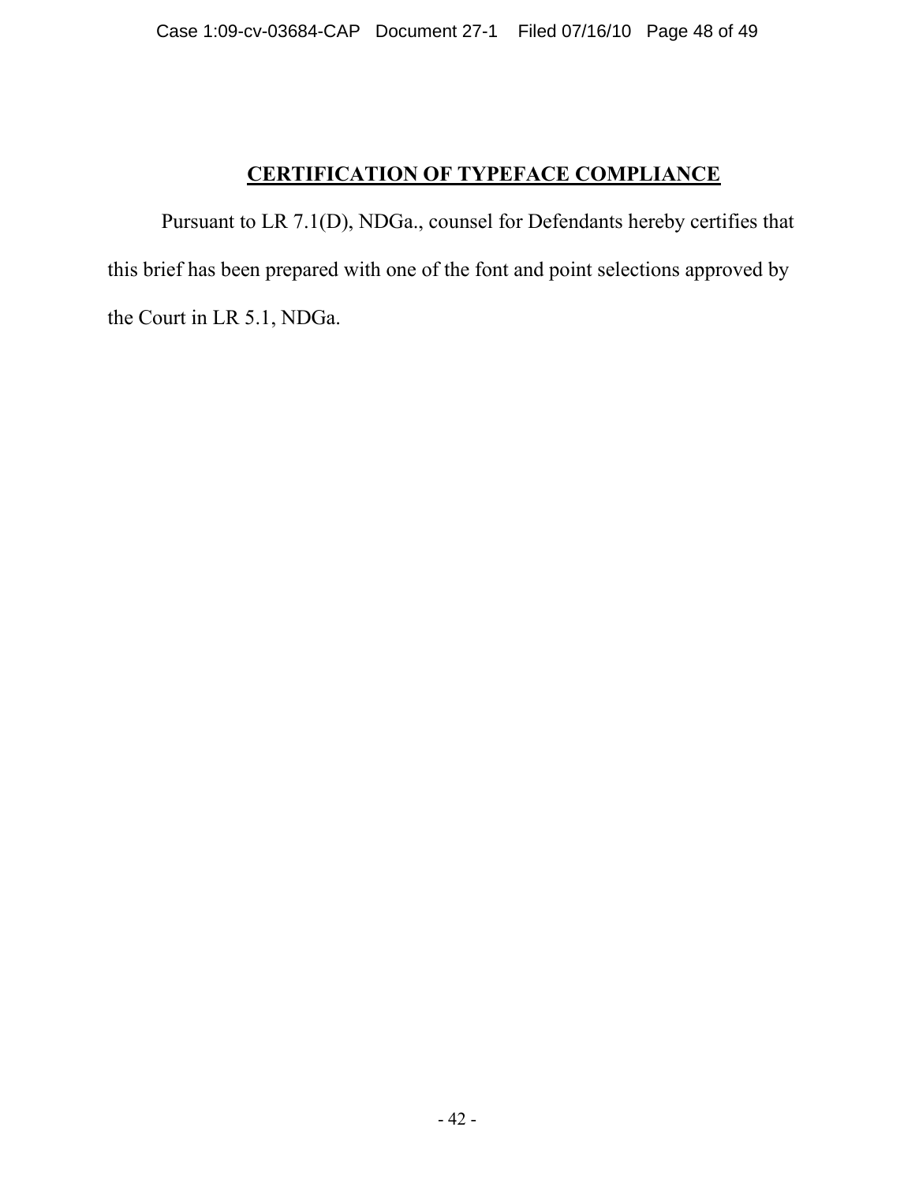## **CERTIFICATION OF TYPEFACE COMPLIANCE**

Pursuant to LR 7.1(D), NDGa., counsel for Defendants hereby certifies that this brief has been prepared with one of the font and point selections approved by the Court in LR 5.1, NDGa.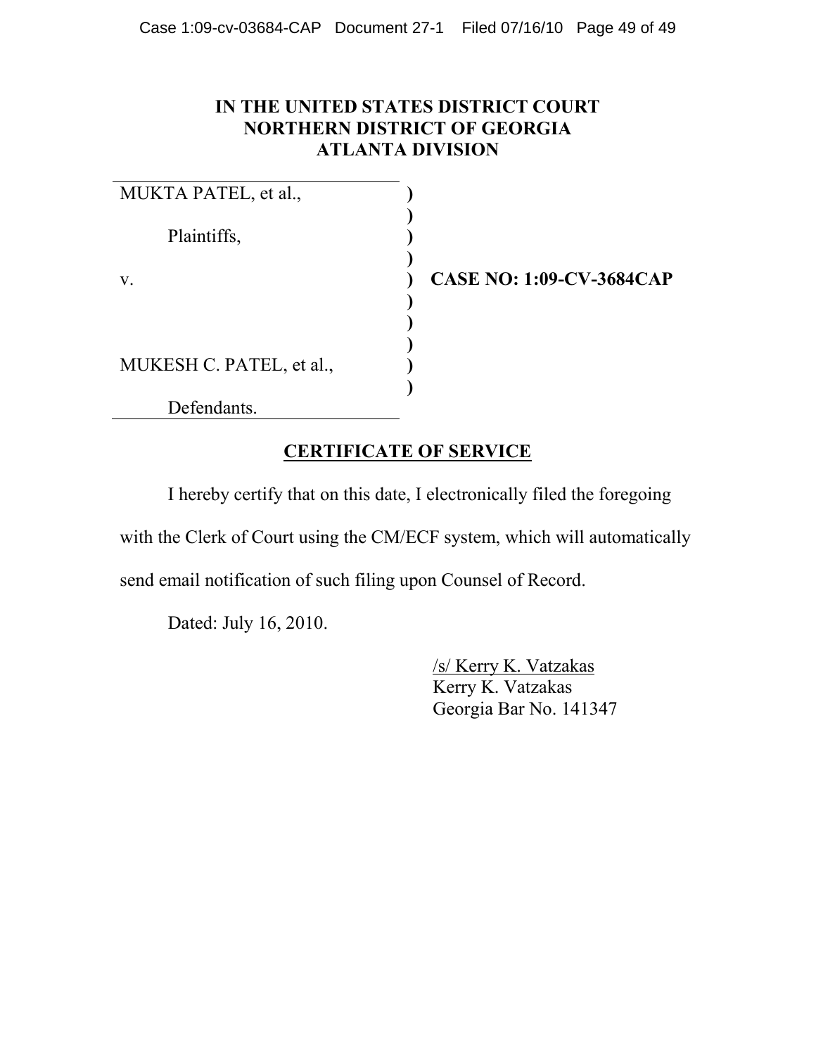**IN THE UNITED STATES DISTRICT COURT**
**NORTHERN DISTRICT OF GEORGIA**
**ATLANTA DIVISION**

| | | |
|---|---|---|
| MUKTA PATEL, et al., | ) | |
| | ) | |
| Plaintiffs, | ) | |
| | ) | |
| v. | ) | **CASE NO: 1:09-CV-3684CAP** |
| | ) | |
| | ) | |
| | ) | |
| MUKESH C. PATEL, et al., | ) | |
| | ) | |
| Defendants. | | |

**CERTIFICATE OF SERVICE**

I hereby certify that on this date, I electronically filed the foregoing with the Clerk of Court using the CM/ECF system, which will automatically send email notification of such filing upon Counsel of Record.

Dated: July 16, 2010.

/s/ Kerry K. Vatzakas
Kerry K. Vatzakas
Georgia Bar No. 141347